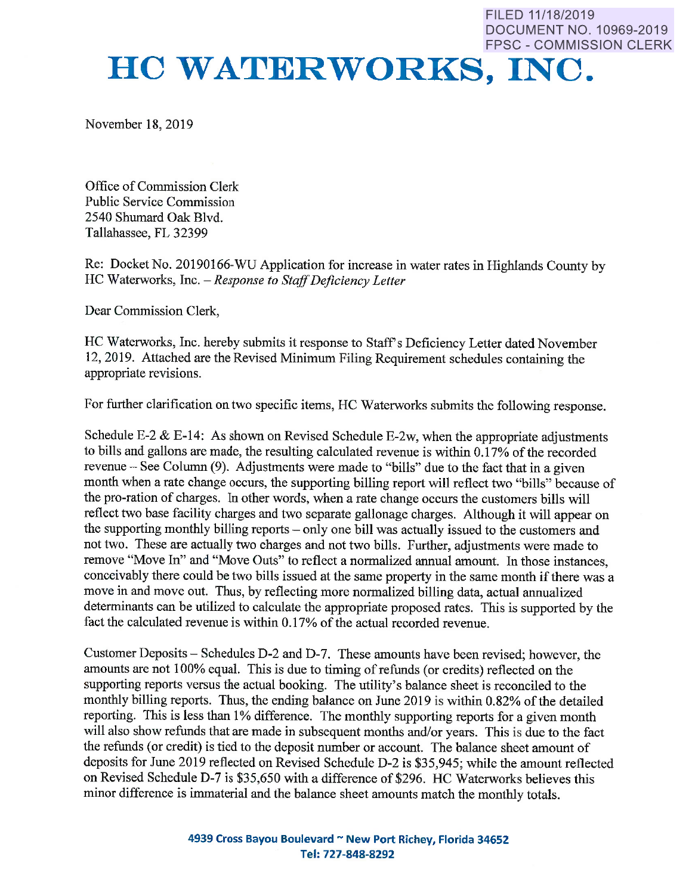FILED 11/18/2019
DOCUMENT NO. 10969-2019
FPSC - COMMISSION CLERK

# HC WATERWORKS, INC.

November 18, 2019

Office of Commission Clerk
Public Service Commission
2540 Shumard Oak Blvd.
Tallahassee, FL 32399

Re: Docket No. 20190166-WU Application for increase in water rates in Highlands County by HC Waterworks, Inc. – *Response to Staff Deficiency Letter*

Dear Commission Clerk,

HC Waterworks, Inc. hereby submits it response to Staff's Deficiency Letter dated November 12, 2019. Attached are the Revised Minimum Filing Requirement schedules containing the appropriate revisions.

For further clarification on two specific items, HC Waterworks submits the following response.

Schedule E-2 & E-14: As shown on Revised Schedule E-2w, when the appropriate adjustments to bills and gallons are made, the resulting calculated revenue is within 0.17% of the recorded revenue -- See Column (9). Adjustments were made to "bills" due to the fact that in a given month when a rate change occurs, the supporting billing report will reflect two "bills" because of the pro-ration of charges. In other words, when a rate change occurs the customers bills will reflect two base facility charges and two separate gallonage charges. Although it will appear on the supporting monthly billing reports – only one bill was actually issued to the customers and not two. These are actually two charges and not two bills. Further, adjustments were made to remove "Move In" and "Move Outs" to reflect a normalized annual amount. In those instances, conceivably there could be two bills issued at the same property in the same month if there was a move in and move out. Thus, by reflecting more normalized billing data, actual annualized determinants can be utilized to calculate the appropriate proposed rates. This is supported by the fact the calculated revenue is within 0.17% of the actual recorded revenue.

Customer Deposits – Schedules D-2 and D-7. These amounts have been revised; however, the amounts are not 100% equal. This is due to timing of refunds (or credits) reflected on the supporting reports versus the actual booking. The utility's balance sheet is reconciled to the monthly billing reports. Thus, the ending balance on June 2019 is within 0.82% of the detailed reporting. This is less than 1% difference. The monthly supporting reports for a given month will also show refunds that are made in subsequent months and/or years. This is due to the fact the refunds (or credit) is tied to the deposit number or account. The balance sheet amount of deposits for June 2019 reflected on Revised Schedule D-2 is $35,945; while the amount reflected on Revised Schedule D-7 is $35,650 with a difference of $296. HC Waterworks believes this minor difference is immaterial and the balance sheet amounts match the monthly totals.

**4939 Cross Bayou Boulevard ~ New Port Richey, Florida 34652**
**Tel: 727-848-8292**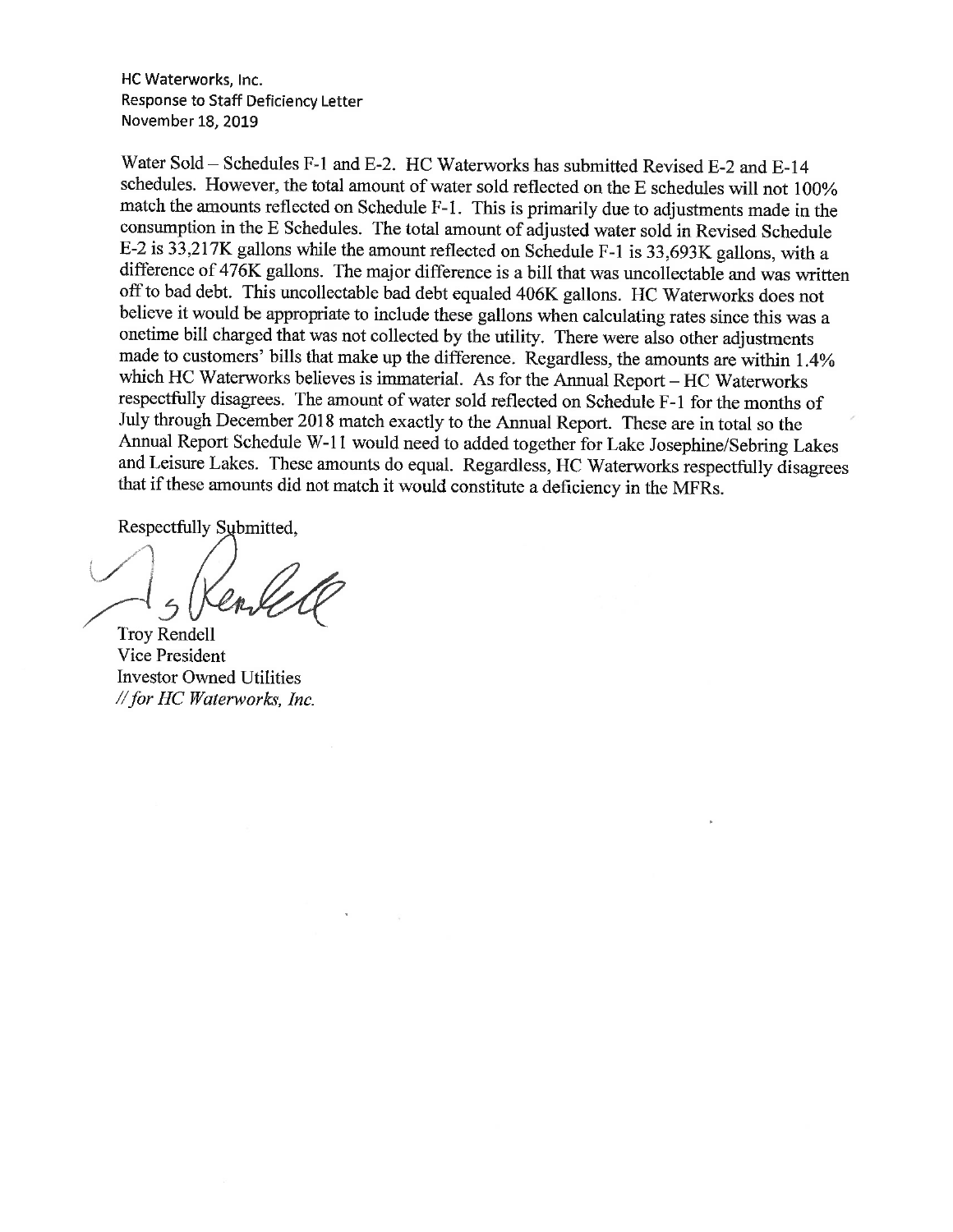HC Waterworks, Inc.
Response to Staff Deficiency Letter
November 18, 2019

Water Sold – Schedules F-1 and E-2. HC Waterworks has submitted Revised E-2 and E-14 schedules. However, the total amount of water sold reflected on the E schedules will not 100% match the amounts reflected on Schedule F-1. This is primarily due to adjustments made in the consumption in the E Schedules. The total amount of adjusted water sold in Revised Schedule E-2 is 33,217K gallons while the amount reflected on Schedule F-1 is 33,693K gallons, with a difference of 476K gallons. The major difference is a bill that was uncollectable and was written off to bad debt. This uncollectable bad debt equaled 406K gallons. HC Waterworks does not believe it would be appropriate to include these gallons when calculating rates since this was a onetime bill charged that was not collected by the utility. There were also other adjustments made to customers' bills that make up the difference. Regardless, the amounts are within 1.4% which HC Waterworks believes is immaterial. As for the Annual Report – HC Waterworks respectfully disagrees. The amount of water sold reflected on Schedule F-1 for the months of July through December 2018 match exactly to the Annual Report. These are in total so the Annual Report Schedule W-11 would need to added together for Lake Josephine/Sebring Lakes and Leisure Lakes. These amounts do equal. Regardless, HC Waterworks respectfully disagrees that if these amounts did not match it would constitute a deficiency in the MFRs.

Respectfully Submitted,

Troy Rendell
Vice President
Investor Owned Utilities
*// for HC Waterworks, Inc.*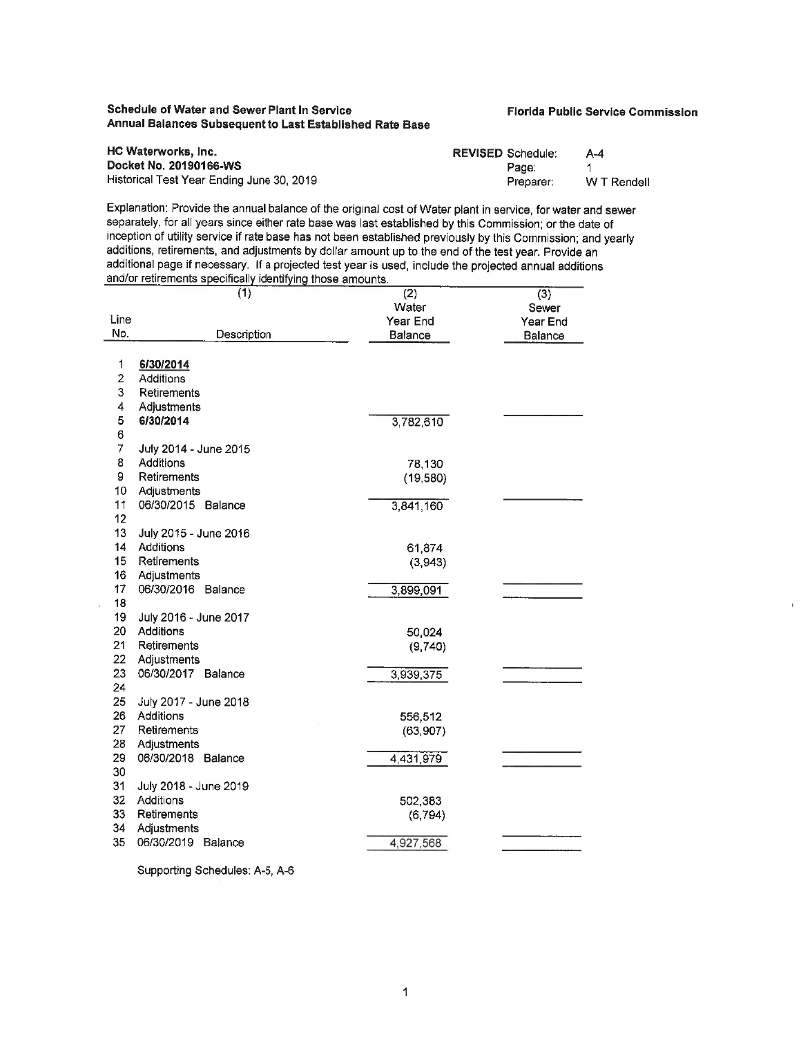**Schedule of Water and Sewer Plant In Service**
**Annual Balances Subsequent to Last Established Rate Base**

**Florida Public Service Commission**

**HC Waterworks, Inc.**
**Docket No. 20190166-WS**
Historical Test Year Ending June 30, 2019

**REVISED** Schedule: A-4
Page: 1
Preparer: W T Rendell

Explanation: Provide the annual balance of the original cost of Water plant in service, for water and sewer separately, for all years since either rate base was last established by this Commission; or the date of inception of utility service if rate base has not been established previously by this Commission; and yearly additions, retirements, and adjustments by dollar amount up to the end of the test year. Provide an additional page if necessary. If a projected test year is used, include the projected annual additions and/or retirements specifically identifying those amounts.

| Line No. | (1) Description | (2) Water Year End Balance | (3) Sewer Year End Balance |
|---|---|---|---|
| 1 | **6/30/2014** | | |
| 2 | Additions | | |
| 3 | Retirements | | |
| 4 | Adjustments | | |
| 5 | **6/30/2014** | 3,782,610 | |
| 6 | | | |
| 7 | July 2014 - June 2015 | | |
| 8 | Additions | 78,130 | |
| 9 | Retirements | (19,580) | |
| 10 | Adjustments | | |
| 11 | 06/30/2015 Balance | 3,841,160 | |
| 12 | | | |
| 13 | July 2015 - June 2016 | | |
| 14 | Additions | 61,874 | |
| 15 | Retirements | (3,943) | |
| 16 | Adjustments | | |
| 17 | 06/30/2016 Balance | 3,899,091 | |
| 18 | | | |
| 19 | July 2016 - June 2017 | | |
| 20 | Additions | 50,024 | |
| 21 | Retirements | (9,740) | |
| 22 | Adjustments | | |
| 23 | 06/30/2017 Balance | 3,939,375 | |
| 24 | | | |
| 25 | July 2017 - June 2018 | | |
| 26 | Additions | 556,512 | |
| 27 | Retirements | (63,907) | |
| 28 | Adjustments | | |
| 29 | 06/30/2018 Balance | 4,431,979 | |
| 30 | | | |
| 31 | July 2018 - June 2019 | | |
| 32 | Additions | 502,383 | |
| 33 | Retirements | (6,794) | |
| 34 | Adjustments | | |
| 35 | 06/30/2019 Balance | 4,927,568 | |

Supporting Schedules: A-5, A-6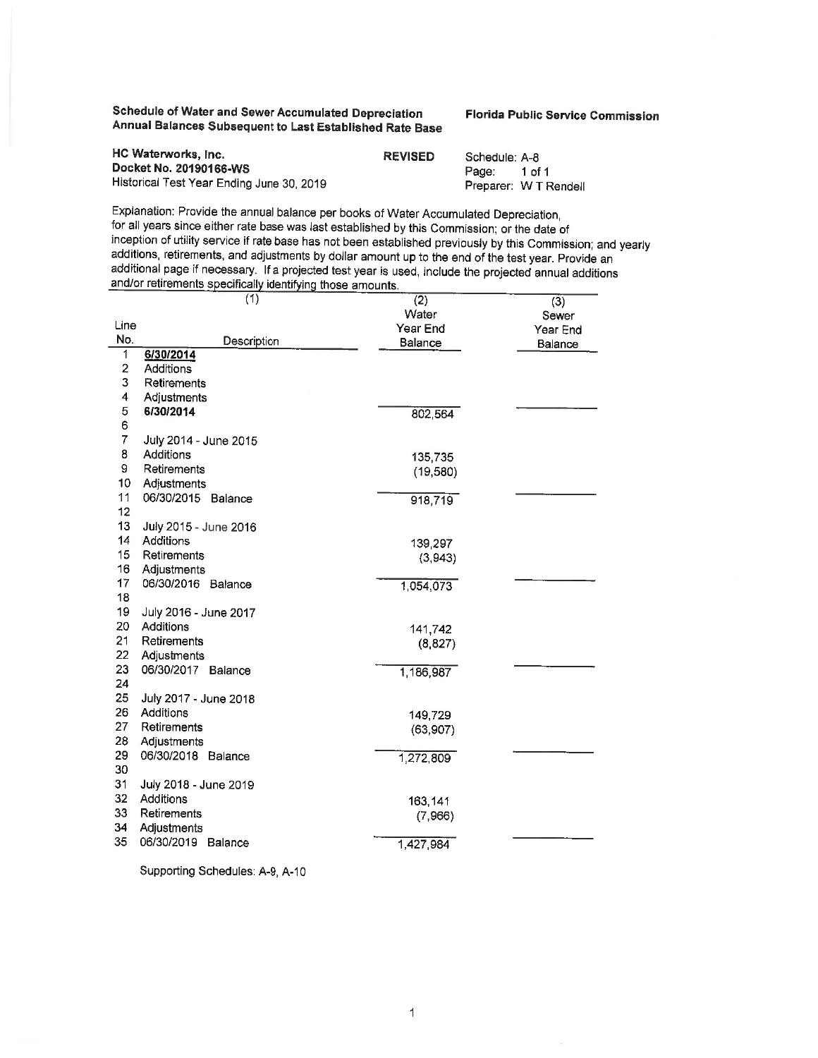**Schedule of Water and Sewer Accumulated Depreciation Annual Balances Subsequent to Last Established Rate Base**

**Florida Public Service Commission**

**HC Waterworks, Inc.**
**Docket No. 20190166-WS**
Historical Test Year Ending June 30, 2019

**REVISED**

Schedule: A-8
Page: 1 of 1
Preparer: W T Rendell

Explanation: Provide the annual balance per books of Water Accumulated Depreciation, for all years since either rate base was last established by this Commission; or the date of inception of utility service if rate base has not been established previously by this Commission; and yearly additions, retirements, and adjustments by dollar amount up to the end of the test year. Provide an additional page if necessary. If a projected test year is used, include the projected annual additions and/or retirements specifically identifying those amounts.

| Line No. | (1) Description | (2) Water Year End Balance | (3) Sewer Year End Balance |
|---|---|---|---|
| 1 | **6/30/2014** | | |
| 2 | Additions | | |
| 3 | Retirements | | |
| 4 | Adjustments | | |
| 5 | **6/30/2014** | 802,564 | |
| 6 | | | |
| 7 | July 2014 - June 2015 | | |
| 8 | Additions | 135,735 | |
| 9 | Retirements | (19,580) | |
| 10 | Adjustments | | |
| 11 | 06/30/2015 Balance | 918,719 | |
| 12 | | | |
| 13 | July 2015 - June 2016 | | |
| 14 | Additions | 139,297 | |
| 15 | Retirements | (3,943) | |
| 16 | Adjustments | | |
| 17 | 06/30/2016 Balance | 1,054,073 | |
| 18 | | | |
| 19 | July 2016 - June 2017 | | |
| 20 | Additions | 141,742 | |
| 21 | Retirements | (8,827) | |
| 22 | Adjustments | | |
| 23 | 06/30/2017 Balance | 1,186,987 | |
| 24 | | | |
| 25 | July 2017 - June 2018 | | |
| 26 | Additions | 149,729 | |
| 27 | Retirements | (63,907) | |
| 28 | Adjustments | | |
| 29 | 06/30/2018 Balance | 1,272,809 | |
| 30 | | | |
| 31 | July 2018 - June 2019 | | |
| 32 | Additions | 163,141 | |
| 33 | Retirements | (7,966) | |
| 34 | Adjustments | | |
| 35 | 06/30/2019 Balance | 1,427,984 | |

Supporting Schedules: A-9, A-10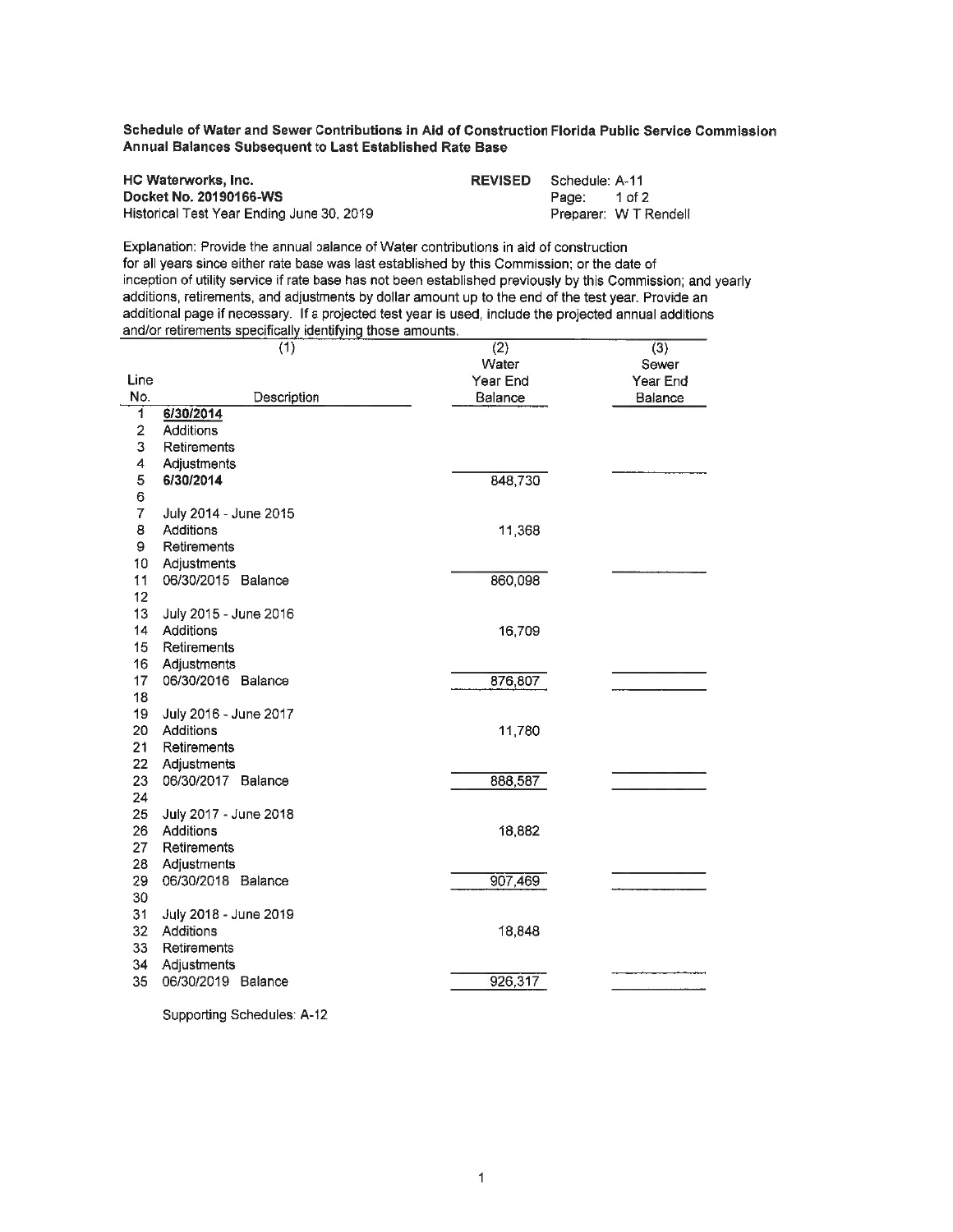**Schedule of Water and Sewer Contributions in Aid of Construction Florida Public Service Commission**
**Annual Balances Subsequent to Last Established Rate Base**

**HC Waterworks, Inc.** | **REVISED** Schedule: A-11
**Docket No. 20190166-WS** | Page: 1 of 2
Historical Test Year Ending June 30, 2019 | Preparer: W T Rendell

Explanation: Provide the annual balance of Water contributions in aid of construction for all years since either rate base was last established by this Commission; or the date of inception of utility service if rate base has not been established previously by this Commission; and yearly additions, retirements, and adjustments by dollar amount up to the end of the test year. Provide an additional page if necessary. If a projected test year is used, include the projected annual additions and/or retirements specifically identifying those amounts.

| Line No. | (1) Description | (2) Water Year End Balance | (3) Sewer Year End Balance |
|---|---|---|---|
| 1 | **6/30/2014** | | |
| 2 | Additions | | |
| 3 | Retirements | | |
| 4 | Adjustments | | |
| 5 | **6/30/2014** | 848,730 | |
| 6 | | | |
| 7 | July 2014 - June 2015 | | |
| 8 | Additions | 11,368 | |
| 9 | Retirements | | |
| 10 | Adjustments | | |
| 11 | 06/30/2015 Balance | 860,098 | |
| 12 | | | |
| 13 | July 2015 - June 2016 | | |
| 14 | Additions | 16,709 | |
| 15 | Retirements | | |
| 16 | Adjustments | | |
| 17 | 06/30/2016 Balance | 876,807 | |
| 18 | | | |
| 19 | July 2016 - June 2017 | | |
| 20 | Additions | 11,780 | |
| 21 | Retirements | | |
| 22 | Adjustments | | |
| 23 | 06/30/2017 Balance | 888,587 | |
| 24 | | | |
| 25 | July 2017 - June 2018 | | |
| 26 | Additions | 18,882 | |
| 27 | Retirements | | |
| 28 | Adjustments | | |
| 29 | 06/30/2018 Balance | 907,469 | |
| 30 | | | |
| 31 | July 2018 - June 2019 | | |
| 32 | Additions | 18,848 | |
| 33 | Retirements | | |
| 34 | Adjustments | | |
| 35 | 06/30/2019 Balance | 926,317 | |

Supporting Schedules: A-12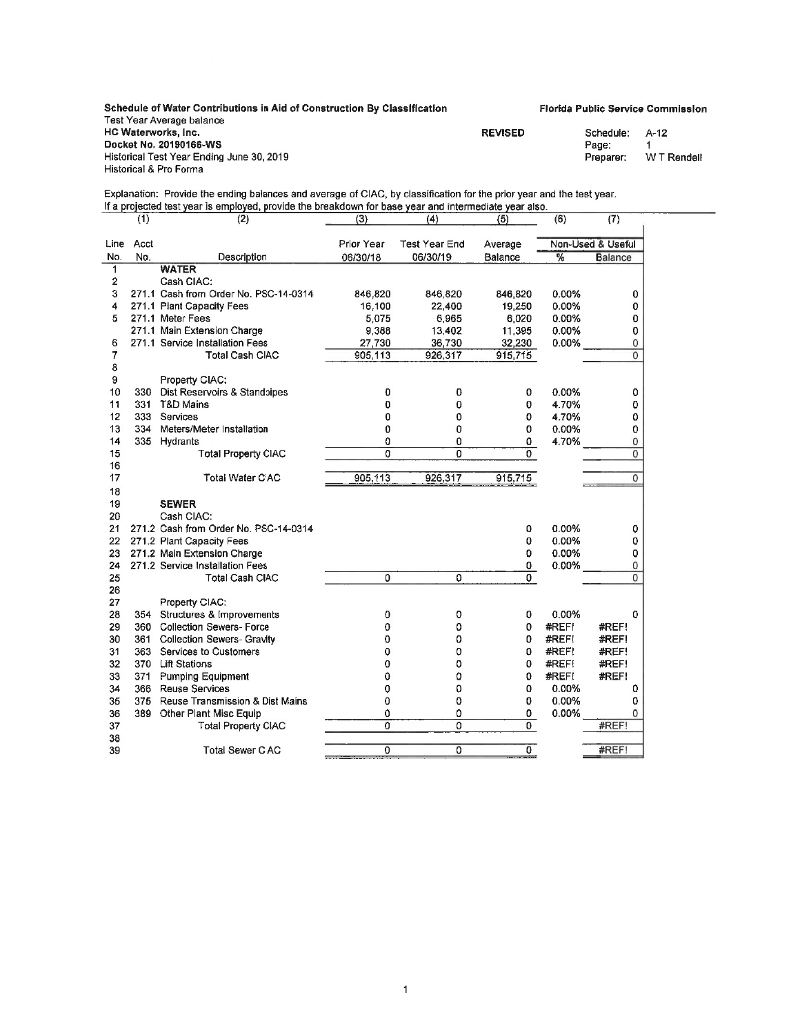**Schedule of Water Contributions in Aid of Construction By Classification**
Test Year Average balance
**HC Waterworks, Inc.**
**Docket No. 20190166-WS**
Historical Test Year Ending June 30, 2019
Historical & Pro Forma

**REVISED**

**Florida Public Service Commission**

Schedule: A-12
Page: 1
Preparer: W T Rendell

Explanation: Provide the ending balances and average of CIAC, by classification for the prior year and the test year. If a projected test year is employed, provide the breakdown for base year and intermediate year also.

| | (1) | (2) | (3) | (4) | (5) | (6) | (7) |
|---|---|---|---|---|---|---|---|
| Line No. | Acct No. | Description | Prior Year 06/30/18 | Test Year End 06/30/19 | Average Balance | Non-Used & Useful % | Balance |
| 1 | | **WATER** | | | | | |
| 2 | | Cash CIAC: | | | | | |
| 3 | 271.1 | Cash from Order No. PSC-14-0314 | 846,820 | 846,820 | 846,820 | 0.00% | 0 |
| 4 | 271.1 | Plant Capacity Fees | 16,100 | 22,400 | 19,250 | 0.00% | 0 |
| 5 | 271.1 | Meter Fees | 5,075 | 6,965 | 6,020 | 0.00% | 0 |
| | 271.1 | Main Extension Charge | 9,388 | 13,402 | 11,395 | 0.00% | 0 |
| 6 | 271.1 | Service Installation Fees | 27,730 | 36,730 | 32,230 | 0.00% | 0 |
| 7 | | Total Cash CIAC | 905,113 | 926,317 | 915,715 | | 0 |
| 8 | | | | | | | |
| 9 | | Property CIAC: | | | | | |
| 10 | 330 | Dist Reservoirs & Standpipes | 0 | 0 | 0 | 0.00% | 0 |
| 11 | 331 | T&D Mains | 0 | 0 | 0 | 4.70% | 0 |
| 12 | 333 | Services | 0 | 0 | 0 | 4.70% | 0 |
| 13 | 334 | Meters/Meter Installation | 0 | 0 | 0 | 0.00% | 0 |
| 14 | 335 | Hydrants | 0 | 0 | 0 | 4.70% | 0 |
| 15 | | Total Property CIAC | 0 | 0 | 0 | | 0 |
| 16 | | | | | | | |
| 17 | | Total Water CIAC | 905,113 | 926,317 | 915,715 | | 0 |
| 18 | | | | | | | |
| 19 | | **SEWER** | | | | | |
| 20 | | Cash CIAC: | | | | | |
| 21 | 271.2 | Cash from Order No. PSC-14-0314 | | | 0 | 0.00% | 0 |
| 22 | 271.2 | Plant Capacity Fees | | | 0 | 0.00% | 0 |
| 23 | 271.2 | Main Extension Charge | | | 0 | 0.00% | 0 |
| 24 | 271.2 | Service Installation Fees | | | 0 | 0.00% | 0 |
| 25 | | Total Cash CIAC | 0 | 0 | 0 | | 0 |
| 26 | | | | | | | |
| 27 | | Property CIAC: | | | | | |
| 28 | 354 | Structures & Improvements | 0 | 0 | 0 | 0.00% | 0 |
| 29 | 360 | Collection Sewers- Force | 0 | 0 | 0 | #REF! | #REF! |
| 30 | 361 | Collection Sewers- Gravity | 0 | 0 | 0 | #REF! | #REF! |
| 31 | 363 | Services to Customers | 0 | 0 | 0 | #REF! | #REF! |
| 32 | 370 | Lift Stations | 0 | 0 | 0 | #REF! | #REF! |
| 33 | 371 | Pumping Equipment | 0 | 0 | 0 | #REF! | #REF! |
| 34 | 366 | Reuse Services | 0 | 0 | 0 | 0.00% | 0 |
| 35 | 375 | Reuse Transmission & Dist Mains | 0 | 0 | 0 | 0.00% | 0 |
| 36 | 389 | Other Plant Misc Equip | 0 | 0 | 0 | 0.00% | 0 |
| 37 | | Total Property CIAC | 0 | 0 | 0 | | #REF! |
| 38 | | | | | | | |
| 39 | | Total Sewer CIAC | 0 | 0 | 0 | | #REF! |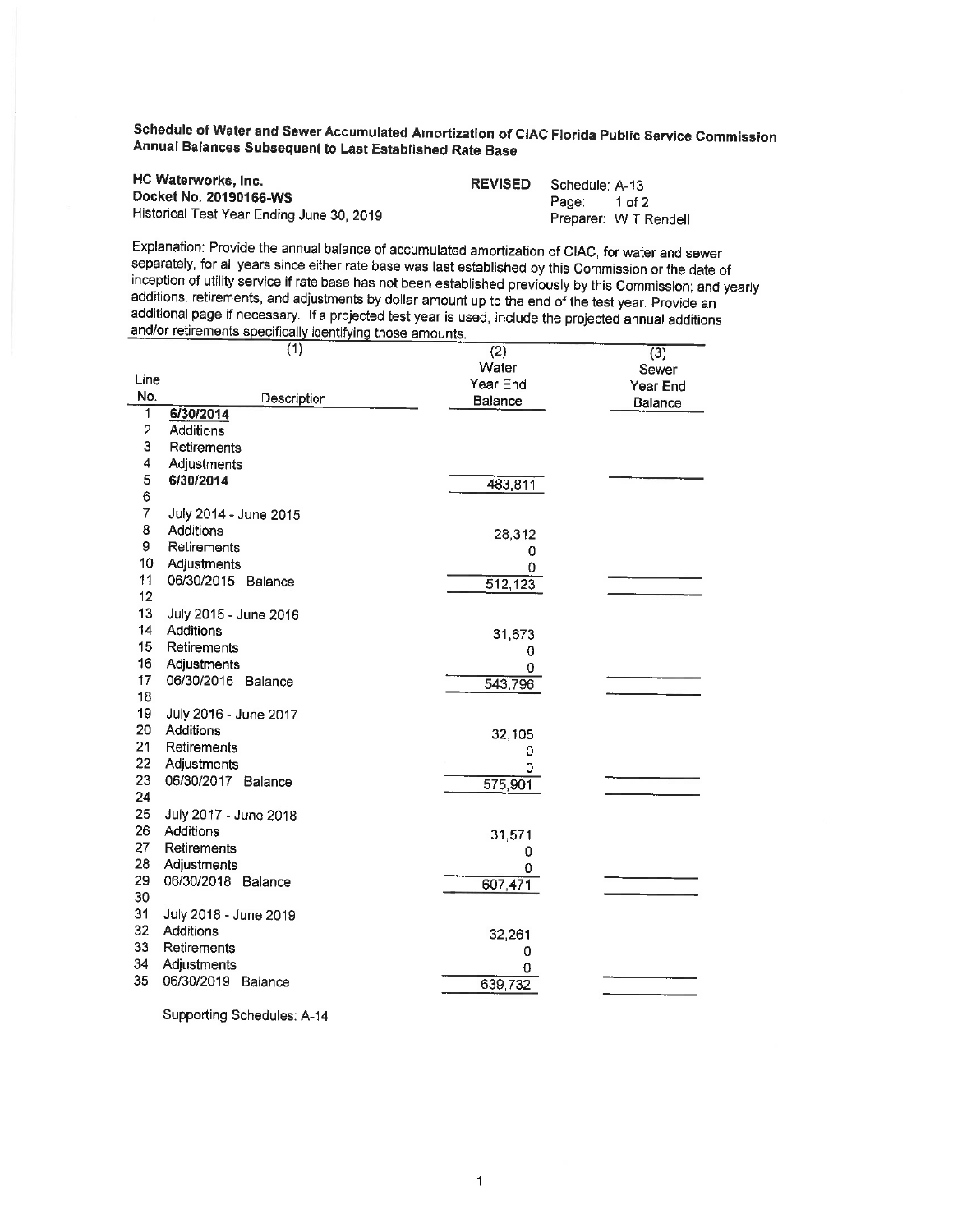# Schedule of Water and Sewer Accumulated Amortization of CIAC Florida Public Service Commission Annual Balances Subsequent to Last Established Rate Base

**HC Waterworks, Inc.**
**Docket No. 20190166-WS**
Historical Test Year Ending June 30, 2019

**REVISED** Schedule: A-13
Page: 1 of 2
Preparer: W T Rendell

Explanation: Provide the annual balance of accumulated amortization of CIAC, for water and sewer separately, for all years since either rate base was last established by this Commission or the date of inception of utility service if rate base has not been established previously by this Commission; and yearly additions, retirements, and adjustments by dollar amount up to the end of the test year. Provide an additional page if necessary. If a projected test year is used, include the projected annual additions and/or retirements specifically identifying those amounts.

| Line No. | (1) Description | (2) Water Year End Balance | (3) Sewer Year End Balance |
|---|---|---|---|
| 1 | **6/30/2014** | | |
| 2 | Additions | | |
| 3 | Retirements | | |
| 4 | Adjustments | | |
| 5 | **6/30/2014** | 483,811 | |
| 6 | | | |
| 7 | July 2014 - June 2015 | | |
| 8 | Additions | 28,312 | |
| 9 | Retirements | 0 | |
| 10 | Adjustments | 0 | |
| 11 | 06/30/2015 Balance | 512,123 | |
| 12 | | | |
| 13 | July 2015 - June 2016 | | |
| 14 | Additions | 31,673 | |
| 15 | Retirements | 0 | |
| 16 | Adjustments | 0 | |
| 17 | 06/30/2016 Balance | 543,796 | |
| 18 | | | |
| 19 | July 2016 - June 2017 | | |
| 20 | Additions | 32,105 | |
| 21 | Retirements | 0 | |
| 22 | Adjustments | 0 | |
| 23 | 06/30/2017 Balance | 575,901 | |
| 24 | | | |
| 25 | July 2017 - June 2018 | | |
| 26 | Additions | 31,571 | |
| 27 | Retirements | 0 | |
| 28 | Adjustments | 0 | |
| 29 | 06/30/2018 Balance | 607,471 | |
| 30 | | | |
| 31 | July 2018 - June 2019 | | |
| 32 | Additions | 32,261 | |
| 33 | Retirements | 0 | |
| 34 | Adjustments | 0 | |
| 35 | 06/30/2019 Balance | 639,732 | |

Supporting Schedules: A-14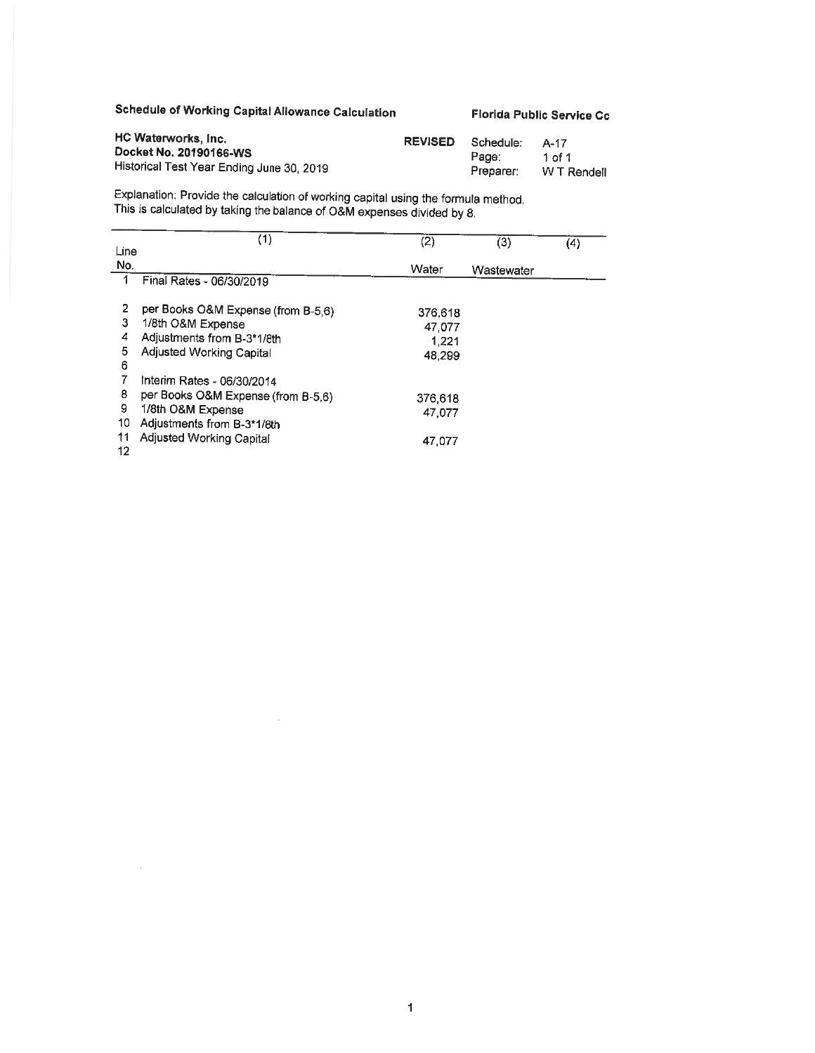**Schedule of Working Capital Allowance Calculation** **Florida Public Service Cc**

**HC Waterworks, Inc.**
**Docket No. 20190166-WS**
Historical Test Year Ending June 30, 2019

**REVISED**

Schedule: A-17
Page: 1 of 1
Preparer: W T Rendell

Explanation: Provide the calculation of working capital using the formula method.
This is calculated by taking the balance of O&M expenses divided by 8.

| Line No. | (1) | (2) Water | (3) Wastewater | (4) |
|---|---|---|---|---|
| 1 | Final Rates - 06/30/2019 | | | |
| | | | | |
| 2 | per Books O&M Expense (from B-5,6) | 376,618 | | |
| 3 | 1/8th O&M Expense | 47,077 | | |
| 4 | Adjustments from B-3*1/8th | 1,221 | | |
| 5 | Adjusted Working Capital | 48,299 | | |
| 6 | | | | |
| 7 | Interim Rates - 06/30/2014 | | | |
| 8 | per Books O&M Expense (from B-5,6) | 376,618 | | |
| 9 | 1/8th O&M Expense | 47,077 | | |
| 10 | Adjustments from B-3*1/8th | | | |
| 11 | Adjusted Working Capital | 47,077 | | |
| 12 | | | | |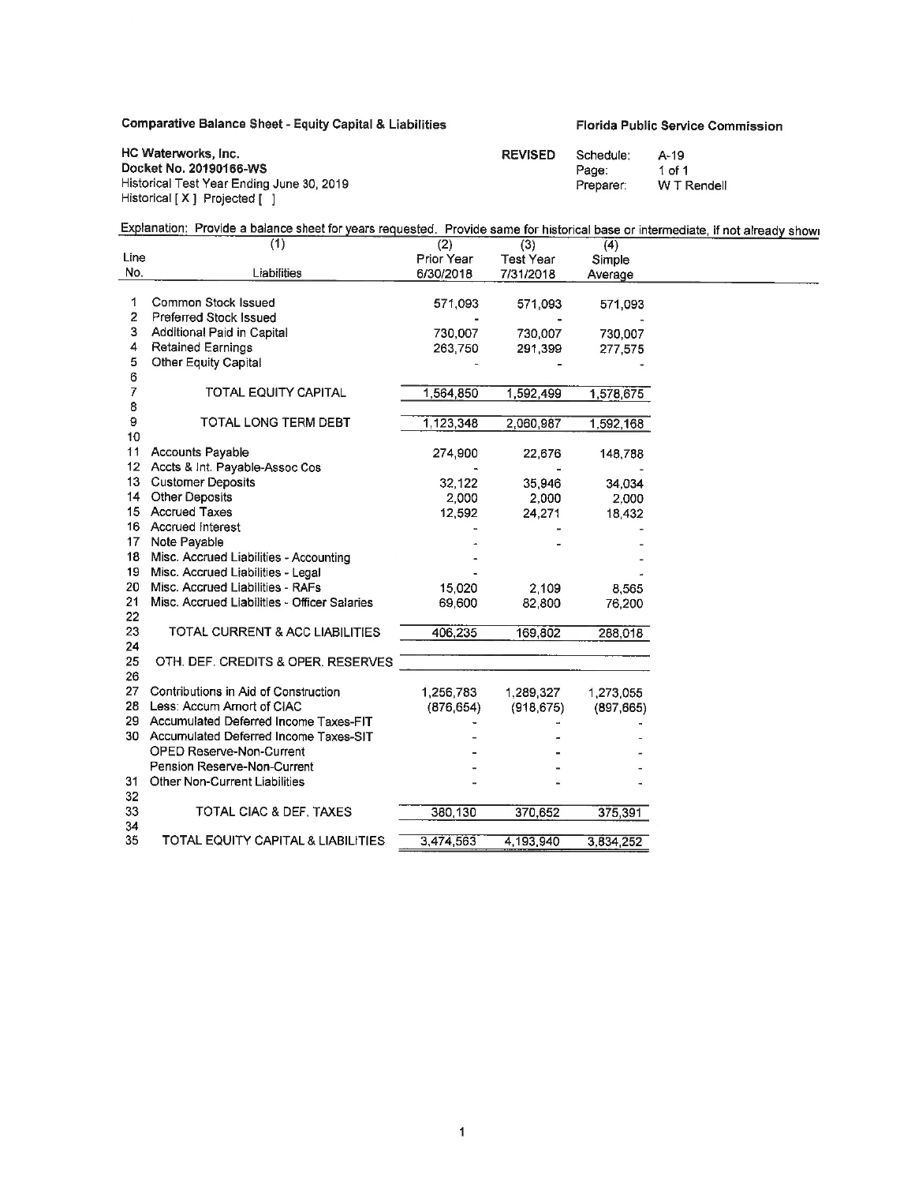**Comparative Balance Sheet - Equity Capital & Liabilities** | **Florida Public Service Commission**

**HC Waterworks, Inc.**
**Docket No. 20190166-WS**
Historical Test Year Ending June 30, 2019
Historical [ X ] Projected [ ]

**REVISED**
Schedule: A-19
Page: 1 of 1
Preparer: W T Rendell

Explanation: Provide a balance sheet for years requested. Provide same for historical base or intermediate, if not already shown

| Line No. | (1) Liabilities | (2) Prior Year 6/30/2018 | (3) Test Year 7/31/2018 | (4) Simple Average |
|---|---|---|---|---|
| 1 | Common Stock Issued | 571,093 | 571,093 | 571,093 |
| 2 | Preferred Stock Issued | - | - | - |
| 3 | Additional Paid in Capital | 730,007 | 730,007 | 730,007 |
| 4 | Retained Earnings | 263,750 | 291,399 | 277,575 |
| 5 | Other Equity Capital | - | - | - |
| 6 | | | | |
| 7 | TOTAL EQUITY CAPITAL | 1,564,850 | 1,592,499 | 1,578,675 |
| 8 | | | | |
| 9 | TOTAL LONG TERM DEBT | 1,123,348 | 2,060,987 | 1,592,168 |
| 10 | | | | |
| 11 | Accounts Payable | 274,900 | 22,676 | 148,788 |
| 12 | Accts & Int. Payable-Assoc Cos | - | - | - |
| 13 | Customer Deposits | 32,122 | 35,946 | 34,034 |
| 14 | Other Deposits | 2,000 | 2,000 | 2,000 |
| 15 | Accrued Taxes | 12,592 | 24,271 | 18,432 |
| 16 | Accrued Interest | - | - | - |
| 17 | Note Payable | - | - | - |
| 18 | Misc. Accrued Liabilities - Accounting | - | | - |
| 19 | Misc. Accrued Liabilities - Legal | - | | - |
| 20 | Misc. Accrued Liabilities - RAFs | 15,020 | 2,109 | 8,565 |
| 21 | Misc. Accrued Liabilities - Officer Salaries | 69,600 | 82,800 | 76,200 |
| 22 | | | | |
| 23 | TOTAL CURRENT & ACC LIABILITIES | 406,235 | 169,802 | 288,018 |
| 24 | | | | |
| 25 | OTH. DEF. CREDITS & OPER. RESERVES | | | |
| 26 | | | | |
| 27 | Contributions in Aid of Construction | 1,256,783 | 1,289,327 | 1,273,055 |
| 28 | Less: Accum Amort of CIAC | (876,654) | (918,675) | (897,665) |
| 29 | Accumulated Deferred Income Taxes-FIT | - | - | - |
| 30 | Accumulated Deferred Income Taxes-SIT | - | - | - |
| | OPED Reserve-Non-Current | - | - | - |
| | Pension Reserve-Non-Current | - | - | - |
| 31 | Other Non-Current Liabilities | - | - | - |
| 32 | | | | |
| 33 | TOTAL CIAC & DEF. TAXES | 380,130 | 370,652 | 375,391 |
| 34 | | | | |
| 35 | TOTAL EQUITY CAPITAL & LIABILITIES | 3,474,563 | 4,193,940 | 3,834,252 |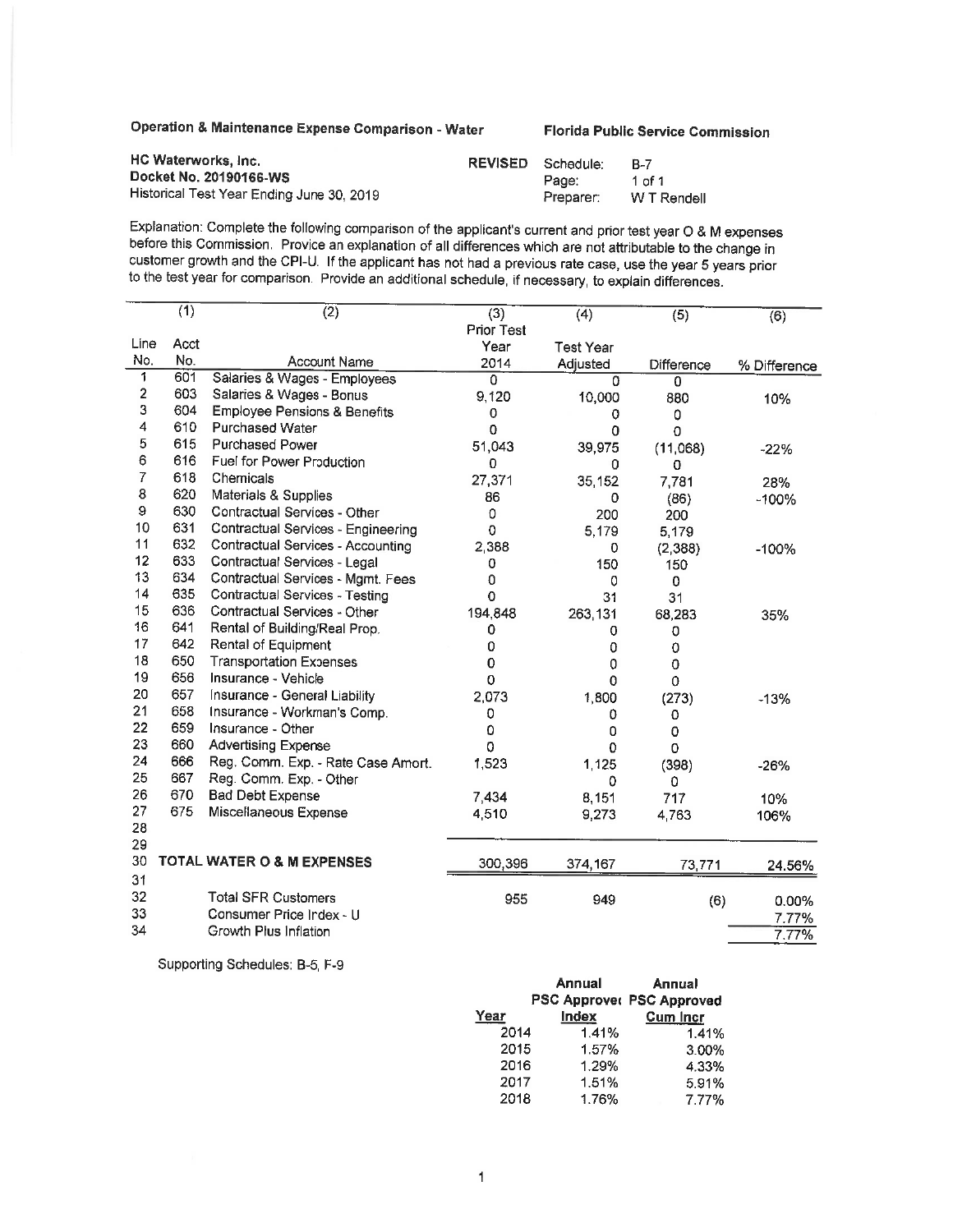**Operation & Maintenance Expense Comparison - Water**

**Florida Public Service Commission**

**HC Waterworks, Inc.**
**Docket No. 20190166-WS**
Historical Test Year Ending June 30, 2019

**REVISED** Schedule: B-7
Page: 1 of 1
Preparer: W T Rendell

Explanation: Complete the following comparison of the applicant's current and prior test year O & M expenses before this Commission. Provice an explanation of all differences which are not attributable to the change in customer growth and the CPI-U. If the applicant has not had a previous rate case, use the year 5 years prior to the test year for comparison. Provide an additional schedule, if necessary, to explain differences.

| Line No. | (1) Acct No. | (2) Account Name | (3) Prior Test Year 2014 | (4) Test Year Adjusted | (5) Difference | (6) % Difference |
|---|---|---|---|---|---|---|
| 1 | 601 | Salaries & Wages - Employees | 0 | 0 | 0 | |
| 2 | 603 | Salaries & Wages - Bonus | 9,120 | 10,000 | 880 | 10% |
| 3 | 604 | Employee Pensions & Benefits | 0 | 0 | 0 | |
| 4 | 610 | Purchased Water | 0 | 0 | 0 | |
| 5 | 615 | Purchased Power | 51,043 | 39,975 | (11,068) | -22% |
| 6 | 616 | Fuel for Power Production | 0 | 0 | 0 | |
| 7 | 618 | Chemicals | 27,371 | 35,152 | 7,781 | 28% |
| 8 | 620 | Materials & Supplies | 86 | 0 | (86) | -100% |
| 9 | 630 | Contractual Services - Other | 0 | 200 | 200 | |
| 10 | 631 | Contractual Services - Engineering | 0 | 5,179 | 5,179 | |
| 11 | 632 | Contractual Services - Accounting | 2,388 | 0 | (2,388) | -100% |
| 12 | 633 | Contractual Services - Legal | 0 | 150 | 150 | |
| 13 | 634 | Contractual Services - Mgmt. Fees | 0 | 0 | 0 | |
| 14 | 635 | Contractual Services - Testing | 0 | 31 | 31 | |
| 15 | 636 | Contractual Services - Other | 194,848 | 263,131 | 68,283 | 35% |
| 16 | 641 | Rental of Building/Real Prop. | 0 | 0 | 0 | |
| 17 | 642 | Rental of Equipment | 0 | 0 | 0 | |
| 18 | 650 | Transportation Expenses | 0 | 0 | 0 | |
| 19 | 656 | Insurance - Vehicle | 0 | 0 | 0 | |
| 20 | 657 | Insurance - General Liability | 2,073 | 1,800 | (273) | -13% |
| 21 | 658 | Insurance - Workman's Comp. | 0 | 0 | 0 | |
| 22 | 659 | Insurance - Other | 0 | 0 | 0 | |
| 23 | 660 | Advertising Expense | 0 | 0 | 0 | |
| 24 | 666 | Reg. Comm. Exp. - Rate Case Amort. | 1,523 | 1,125 | (398) | -26% |
| 25 | 667 | Reg. Comm. Exp. - Other | | 0 | 0 | |
| 26 | 670 | Bad Debt Expense | 7,434 | 8,151 | 717 | 10% |
| 27 | 675 | Miscellaneous Expense | 4,510 | 9,273 | 4,763 | 106% |
| 28 | | | | | | |
| 29 | | | | | | |
| 30 | | **TOTAL WATER O & M EXPENSES** | 300,396 | 374,167 | 73,771 | 24.56% |
| 31 | | | | | | |
| 32 | | Total SFR Customers | 955 | 949 | (6) | 0.00% |
| 33 | | Consumer Price Index - U | | | | 7.77% |
| 34 | | Growth Plus Inflation | | | | 7.77% |

Supporting Schedules: B-5, F-9

| Year | Annual PSC Approved Index | Annual PSC Approved Cum Incr |
|---|---|---|
| 2014 | 1.41% | 1.41% |
| 2015 | 1.57% | 3.00% |
| 2016 | 1.29% | 4.33% |
| 2017 | 1.51% | 5.91% |
| 2018 | 1.76% | 7.77% |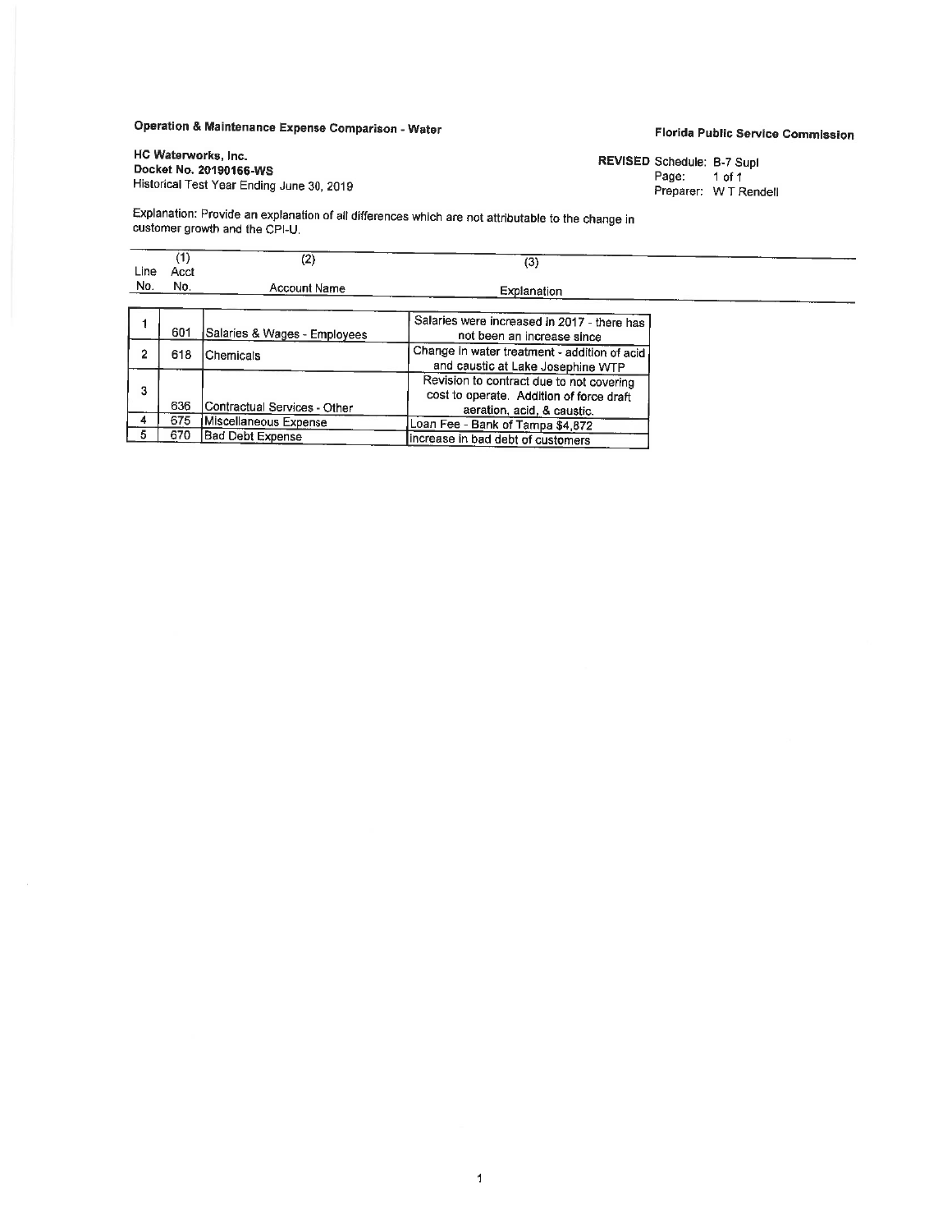# Operation & Maintenance Expense Comparison - Water

**Florida Public Service Commission**

**HC Waterworks, Inc.**
**Docket No. 20190166-WS**
Historical Test Year Ending June 30, 2019

**REVISED** Schedule: B-7 Supl
Page: 1 of 1
Preparer: W T Rendell

Explanation: Provide an explanation of all differences which are not attributable to the change in customer growth and the CPI-U.

| Line No. | (1) Acct No. | (2) Account Name | (3) Explanation |
|---|---|---|---|
| 1 | 601 | Salaries & Wages - Employees | Salaries were increased in 2017 - there has not been an increase since |
| 2 | 618 | Chemicals | Change in water treatment - addition of acid and caustic at Lake Josephine WTP |
| 3 | 636 | Contractual Services - Other | Revision to contract due to not covering cost to operate. Addition of force draft aeration, acid, & caustic. |
| 4 | 675 | Miscellaneous Expense | Loan Fee - Bank of Tampa $4,872 |
| 5 | 670 | Bad Debt Expense | increase in bad debt of customers |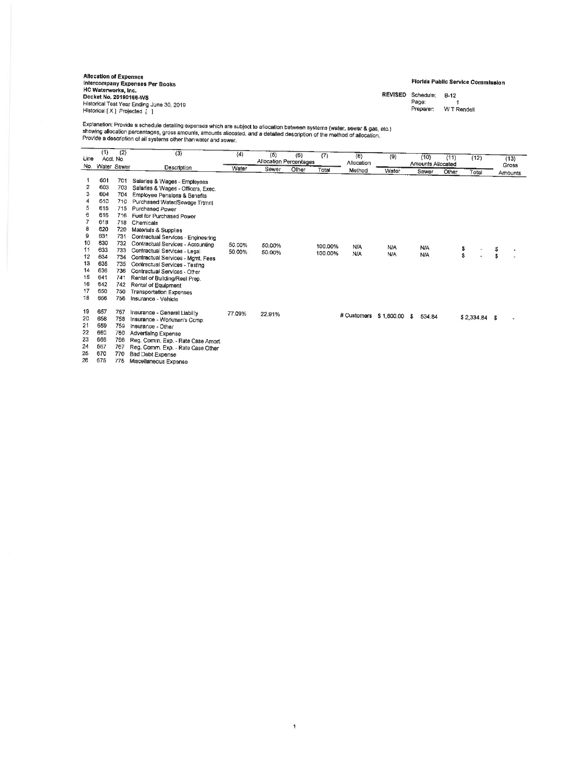**Allocation of Expenses**
**Intercompany Expenses Per Books**
**HC Waterworks, Inc.**
**Docket No. 20190166-WS**
Historical Test Year Ending June 30, 2019
Historical [ X ] Projected [ ]

**Florida Public Service Commission**

**REVISED** Schedule: B-12
Page: 1
Preparer: W T Rendell

Explanation: Provide a schedule detailing expenses which are subject to allocation between systems (water, sewer & gas, etc.) showing allocation percentages, gross amounts, amounts allocated, and a detailed description of the method of allocation. Provide a description of all systems other than water and sewer.

| Line No. | (1) Acct. No. Water | (2) Acct. No. Sewer | (3) Description | (4) Allocation Percentages Water | (5) Sewer | (6) Other | (7) Total | (8) Allocation Method | (9) Amounts Allocated Water | (10) Sewer | (11) Other | (12) Total | (13) Gross Amounts |
|---|---|---|---|---|---|---|---|---|---|---|---|---|---|
| 1 | 601 | 701 | Salaries & Wages - Employees | | | | | | | | | | |
| 2 | 603 | 703 | Salaries & Wages - Officers, Exec. | | | | | | | | | | |
| 3 | 604 | 704 | Employee Pensions & Benefits | | | | | | | | | | |
| 4 | 610 | 710 | Purchased Water/Sewage Trtmnt | | | | | | | | | | |
| 5 | 615 | 715 | Purchased Power | | | | | | | | | | |
| 6 | 616 | 716 | Fuel for Purchased Power | | | | | | | | | | |
| 7 | 618 | 718 | Chemicals | | | | | | | | | | |
| 8 | 620 | 720 | Materials & Supplies | | | | | | | | | | |
| 9 | 631 | 731 | Contractual Services - Engineering | | | | | | | | | | |
| 10 | 630 | 732 | Contractual Services - Accounting | 50.00% | 50.00% | | 100.00% | N/A | N/A | N/A | | $ - | $ - |
| 11 | 633 | 733 | Contractual Services - Legal | 50.00% | 50.00% | | 100.00% | N/A | N/A | N/A | | $ - | $ - |
| 12 | 634 | 734 | Contractual Services - Mgmt. Fees | | | | | | | | | | |
| 13 | 635 | 735 | Contractual Services - Testing | | | | | | | | | | |
| 14 | 636 | 736 | Contractual Services - Other | | | | | | | | | | |
| 15 | 641 | 741 | Rental of Building/Real Prop. | | | | | | | | | | |
| 16 | 642 | 742 | Rental of Equipment | | | | | | | | | | |
| 17 | 650 | 750 | Transportation Expenses | | | | | | | | | | |
| 18 | 656 | 756 | Insurance - Vehicle | | | | | | | | | | |
| 19 | 657 | 757 | Insurance - General Liability | 77.09% | 22.91% | | | # Customers | $ 1,800.00 | $ 534.84 | | $ 2,334.84 | $ - |
| 20 | 658 | 758 | Insurance - Workman's Comp. | | | | | | | | | | |
| 21 | 659 | 759 | Insurance - Other | | | | | | | | | | |
| 22 | 660 | 760 | Advertising Expense | | | | | | | | | | |
| 23 | 666 | 766 | Reg. Comm. Exp. - Rate Case Amort. | | | | | | | | | | |
| 24 | 667 | 767 | Reg. Comm. Exp. - Rate Case Other | | | | | | | | | | |
| 25 | 670 | 770 | Bad Debt Expense | | | | | | | | | | |
| 26 | 675 | 775 | Miscellaneous Expense | | | | | | | | | | |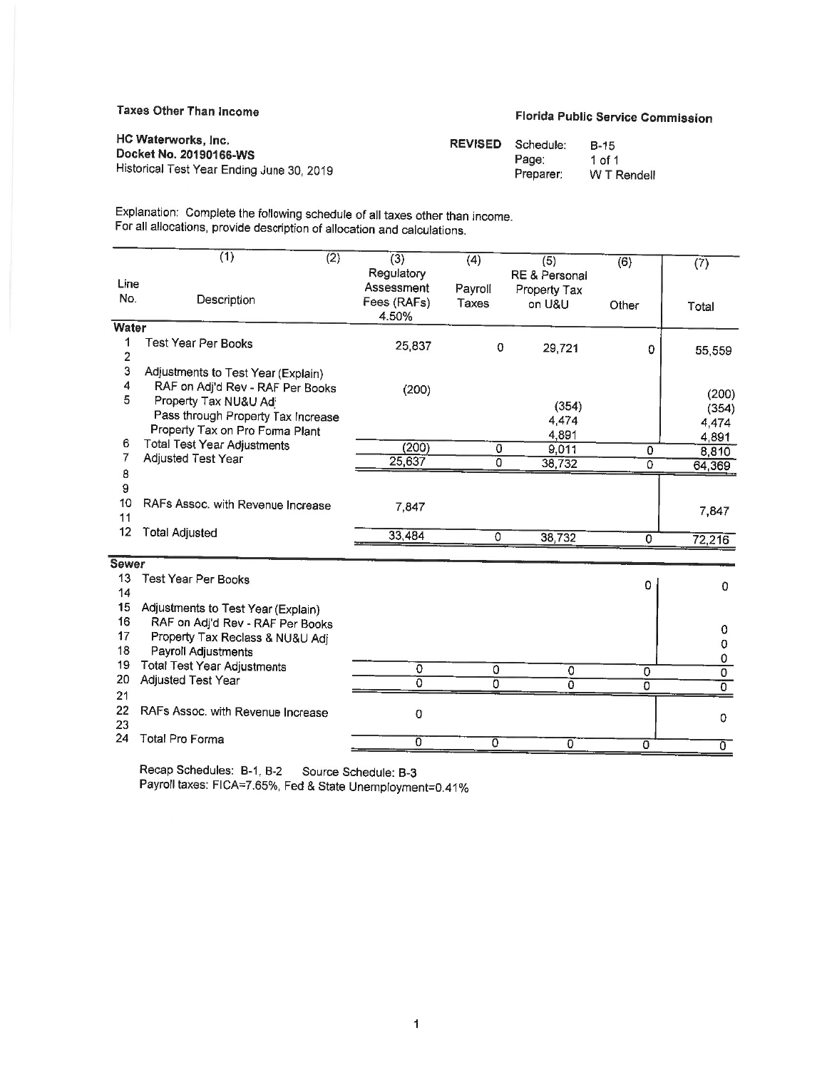**Taxes Other Than Income**

**Florida Public Service Commission**

**HC Waterworks, Inc.**
**Docket No. 20190166-WS**
Historical Test Year Ending June 30, 2019

**REVISED** Schedule: B-15
Preparer: W T Rendell

Explanation: Complete the following schedule of all taxes other than income.
For all allocations, provide description of allocation and calculations.

| Line No. | (1) Description | (2) | (3) Regulatory Assessment Fees (RAFs) 4.50% | (4) Payroll Taxes | (5) RE & Personal Property Tax on U&U | (6) Other | (7) Total |
|---|---|---|---|---|---|---|---|
| **Water** | | | | | | | |
| 1 | Test Year Per Books | | 25,837 | 0 | 29,721 | 0 | 55,559 |
| 2 | | | | | | | |
| 3 | Adjustments to Test Year (Explain) | | | | | | |
| 4 | RAF on Adj'd Rev - RAF Per Books | | (200) | | | | (200) |
| 5 | Property Tax NU&U Adj | | | | (354) | | (354) |
| | Pass through Property Tax Increase | | | | 4,474 | | 4,474 |
| | Property Tax on Pro Forma Plant | | | | 4,891 | | 4,891 |
| 6 | Total Test Year Adjustments | | (200) | 0 | 9,011 | 0 | 8,810 |
| 7 | Adjusted Test Year | | 25,637 | 0 | 38,732 | 0 | 64,369 |
| 8 | | | | | | | |
| 9 | | | | | | | |
| 10 | RAFs Assoc. with Revenue Increase | | 7,847 | | | | 7,847 |
| 11 | | | | | | | |
| 12 | Total Adjusted | | 33,484 | 0 | 38,732 | 0 | 72,216 |
| **Sewer** | | | | | | | |
| 13 | Test Year Per Books | | | | | 0 | 0 |
| 14 | | | | | | | |
| 15 | Adjustments to Test Year (Explain) | | | | | | |
| 16 | RAF on Adj'd Rev - RAF Per Books | | | | | | 0 |
| 17 | Property Tax Reclass & NU&U Adj | | | | | | 0 |
| 18 | Payroll Adjustments | | | | | | 0 |
| 19 | Total Test Year Adjustments | | 0 | 0 | 0 | 0 | 0 |
| 20 | Adjusted Test Year | | 0 | 0 | 0 | 0 | 0 |
| 21 | | | | | | | |
| 22 | RAFs Assoc. with Revenue Increase | | 0 | | | | 0 |
| 23 | | | | | | | |
| 24 | Total Pro Forma | | 0 | 0 | 0 | 0 | 0 |

Recap Schedules: B-1, B-2 Source Schedule: B-3
Payroll taxes: FICA=7.65%, Fed & State Unemployment=0.41%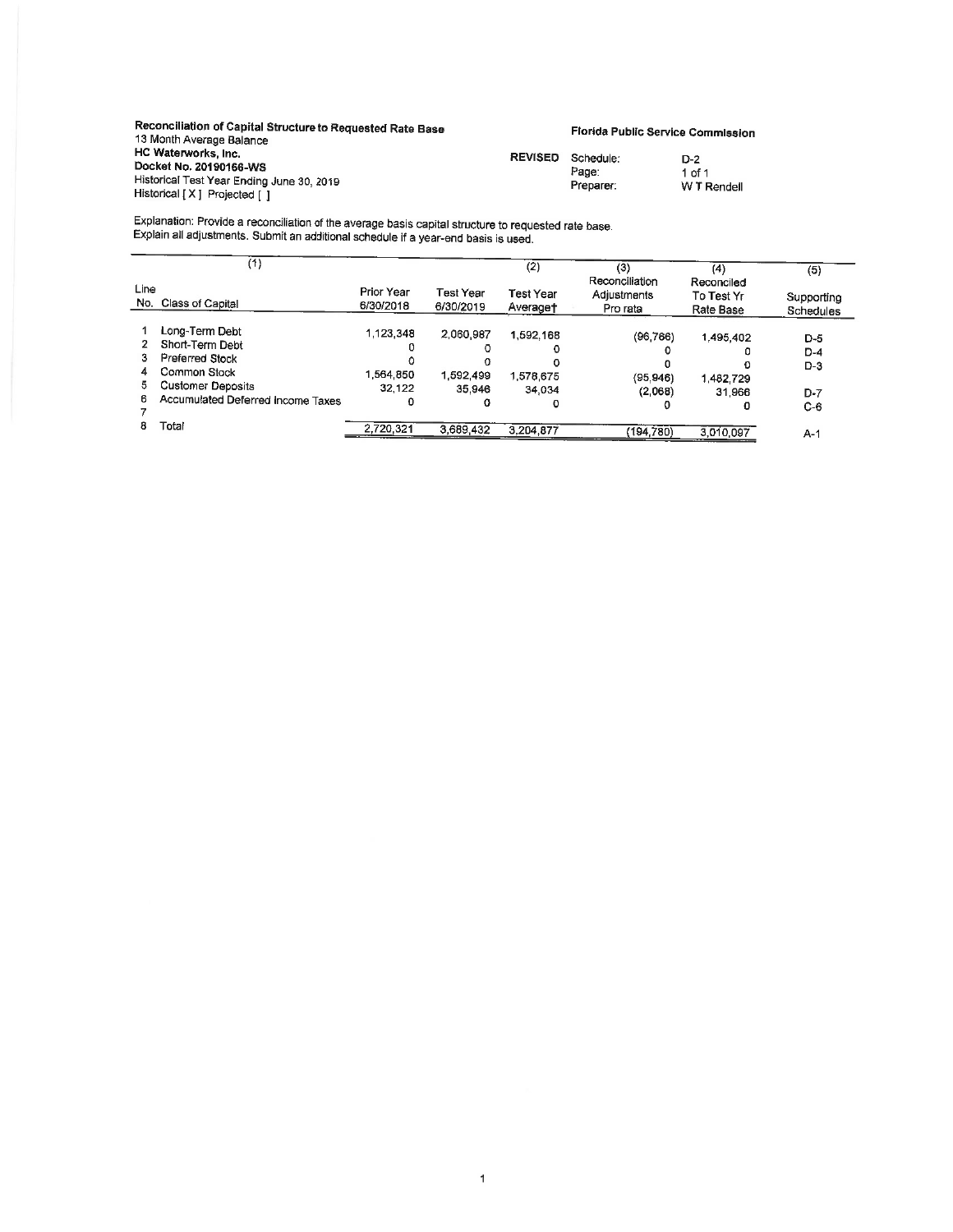**Reconciliation of Capital Structure to Requested Rate Base**
13 Month Average Balance
**HC Waterworks, Inc.**
**Docket No. 20190166-WS**
Historical Test Year Ending June 30, 2019
Historical [ X ] Projected [ ]

**Florida Public Service Commission**

**REVISED** Schedule: D-2
Page: 1 of 1
Preparer: W T Rendell

Explanation: Provide a reconciliation of the average basis capital structure to requested rate base.
Explain all adjustments. Submit an additional schedule if a year-end basis is used.

| Line No. | (1) Class of Capital | Prior Year 6/30/2018 | Test Year 6/30/2019 | (2) Test Year Average† | (3) Reconciliation Adjustments Pro rata | (4) Reconciled To Test Yr Rate Base | (5) Supporting Schedules |
|---|---|---|---|---|---|---|---|
| 1 | Long-Term Debt | 1,123,348 | 2,060,987 | 1,592,168 | (96,766) | 1,495,402 | D-5 |
| 2 | Short-Term Debt | 0 | 0 | 0 | 0 | 0 | D-4 |
| 3 | Preferred Stock | 0 | 0 | 0 | 0 | 0 | D-3 |
| 4 | Common Stock | 1,564,850 | 1,592,499 | 1,578,675 | (95,946) | 1,482,729 | |
| 5 | Customer Deposits | 32,122 | 35,946 | 34,034 | (2,068) | 31,966 | D-7 |
| 6 | Accumulated Deferred Income Taxes | 0 | 0 | 0 | 0 | 0 | C-6 |
| 7 | | | | | | | |
| 8 | Total | 2,720,321 | 3,689,432 | 3,204,877 | (194,780) | 3,010,097 | A-1 |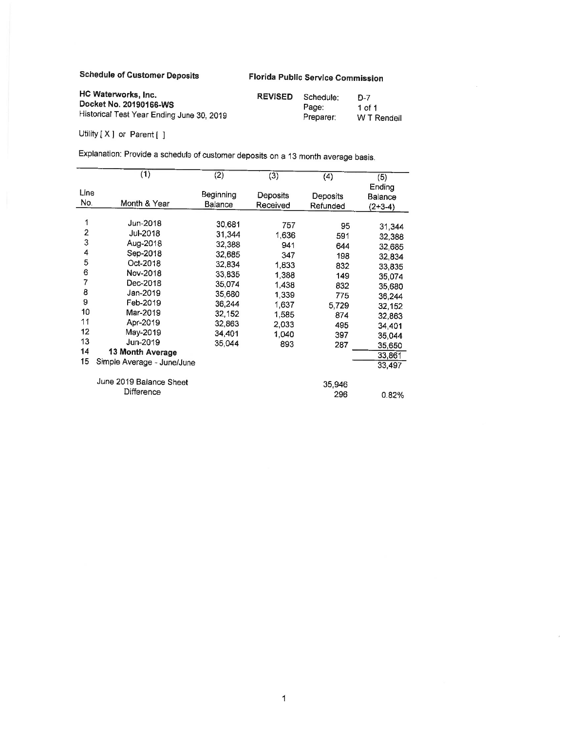**Schedule of Customer Deposits**

**Florida Public Service Commission**

**HC Waterworks, Inc.**
**Docket No. 20190166-WS**
Historical Test Year Ending June 30, 2019

**REVISED** Schedule: D-7
Page: 1 of 1
Preparer: W T Rendell

Utility [ X ] or Parent [ ]

Explanation: Provide a schedule of customer deposits on a 13 month average basis.

| Line No. | (1) Month & Year | (2) Beginning Balance | (3) Deposits Received | (4) Deposits Refunded | (5) Ending Balance (2+3-4) |
|---|---|---|---|---|---|
| 1 | Jun-2018 | 30,681 | 757 | 95 | 31,344 |
| 2 | Jul-2018 | 31,344 | 1,636 | 591 | 32,388 |
| 3 | Aug-2018 | 32,388 | 941 | 644 | 32,685 |
| 4 | Sep-2018 | 32,685 | 347 | 198 | 32,834 |
| 5 | Oct-2018 | 32,834 | 1,833 | 832 | 33,835 |
| 6 | Nov-2018 | 33,835 | 1,388 | 149 | 35,074 |
| 7 | Dec-2018 | 35,074 | 1,438 | 832 | 35,680 |
| 8 | Jan-2019 | 35,680 | 1,339 | 775 | 36,244 |
| 9 | Feb-2019 | 36,244 | 1,637 | 5,729 | 32,152 |
| 10 | Mar-2019 | 32,152 | 1,585 | 874 | 32,863 |
| 11 | Apr-2019 | 32,863 | 2,033 | 495 | 34,401 |
| 12 | May-2019 | 34,401 | 1,040 | 397 | 35,044 |
| 13 | Jun-2019 | 35,044 | 893 | 287 | 35,650 |
| 14 | **13 Month Average** | | | | 33,861 |
| 15 | Simple Average - June/June | | | | 33,497 |
| | June 2019 Balance Sheet | | | 35,946 | |
| | Difference | | | 296 | 0.82% |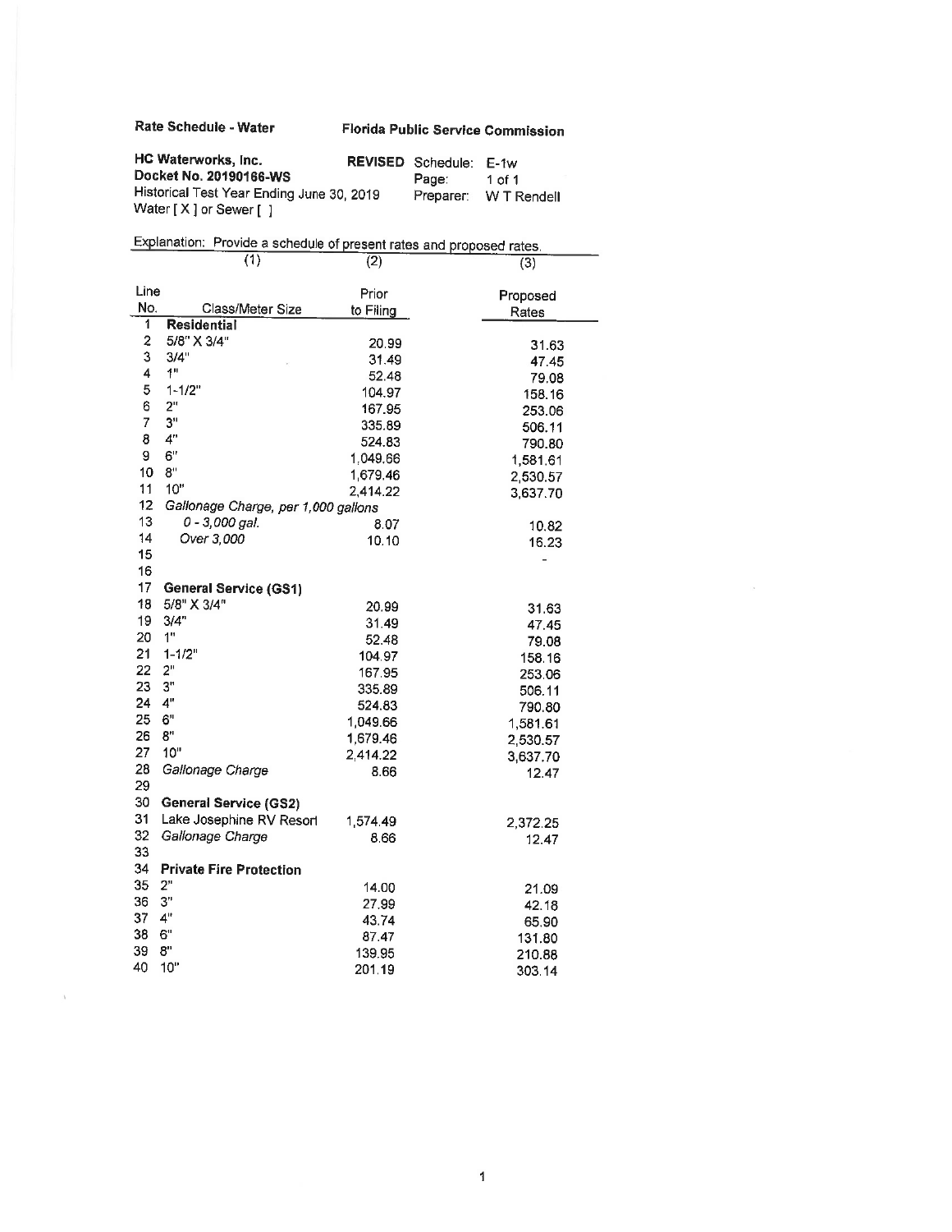**Rate Schedule - Water** **Florida Public Service Commission**

**HC Waterworks, Inc.** **REVISED** Schedule: E-1w
**Docket No. 20190166-WS** Page: 1 of 1
Historical Test Year Ending June 30, 2019 Preparer: W T Rendell
Water [ X ] or Sewer [ ]

Explanation: Provide a schedule of present rates and proposed rates.

| | (1) | (2) | (3) |
|---|---|---|---|
| Line No. | Class/Meter Size | Prior to Filing | Proposed Rates |
| 1 | **Residential** | | |
| 2 | 5/8" X 3/4" | 20.99 | 31.63 |
| 3 | 3/4" | 31.49 | 47.45 |
| 4 | 1" | 52.48 | 79.08 |
| 5 | 1-1/2" | 104.97 | 158.16 |
| 6 | 2" | 167.95 | 253.06 |
| 7 | 3" | 335.89 | 506.11 |
| 8 | 4" | 524.83 | 790.80 |
| 9 | 6" | 1,049.66 | 1,581.61 |
| 10 | 8" | 1,679.46 | 2,530.57 |
| 11 | 10" | 2,414.22 | 3,637.70 |
| 12 | *Gallonage Charge, per 1,000 gallons* | | |
| 13 | *0 - 3,000 gal.* | 8.07 | 10.82 |
| 14 | *Over 3,000* | 10.10 | 16.23 |
| 15 | | | - |
| 16 | | | |
| 17 | **General Service (GS1)** | | |
| 18 | 5/8" X 3/4" | 20.99 | 31.63 |
| 19 | 3/4" | 31.49 | 47.45 |
| 20 | 1" | 52.48 | 79.08 |
| 21 | 1-1/2" | 104.97 | 158.16 |
| 22 | 2" | 167.95 | 253.06 |
| 23 | 3" | 335.89 | 506.11 |
| 24 | 4" | 524.83 | 790.80 |
| 25 | 6" | 1,049.66 | 1,581.61 |
| 26 | 8" | 1,679.46 | 2,530.57 |
| 27 | 10" | 2,414.22 | 3,637.70 |
| 28 | *Gallonage Charge* | 8.66 | 12.47 |
| 29 | | | |
| 30 | **General Service (GS2)** | | |
| 31 | Lake Josephine RV Resort | 1,574.49 | 2,372.25 |
| 32 | *Gallonage Charge* | 8.66 | 12.47 |
| 33 | | | |
| 34 | **Private Fire Protection** | | |
| 35 | 2" | 14.00 | 21.09 |
| 36 | 3" | 27.99 | 42.18 |
| 37 | 4" | 43.74 | 65.90 |
| 38 | 6" | 87.47 | 131.80 |
| 39 | 8" | 139.95 | 210.88 |
| 40 | 10" | 201.19 | 303.14 |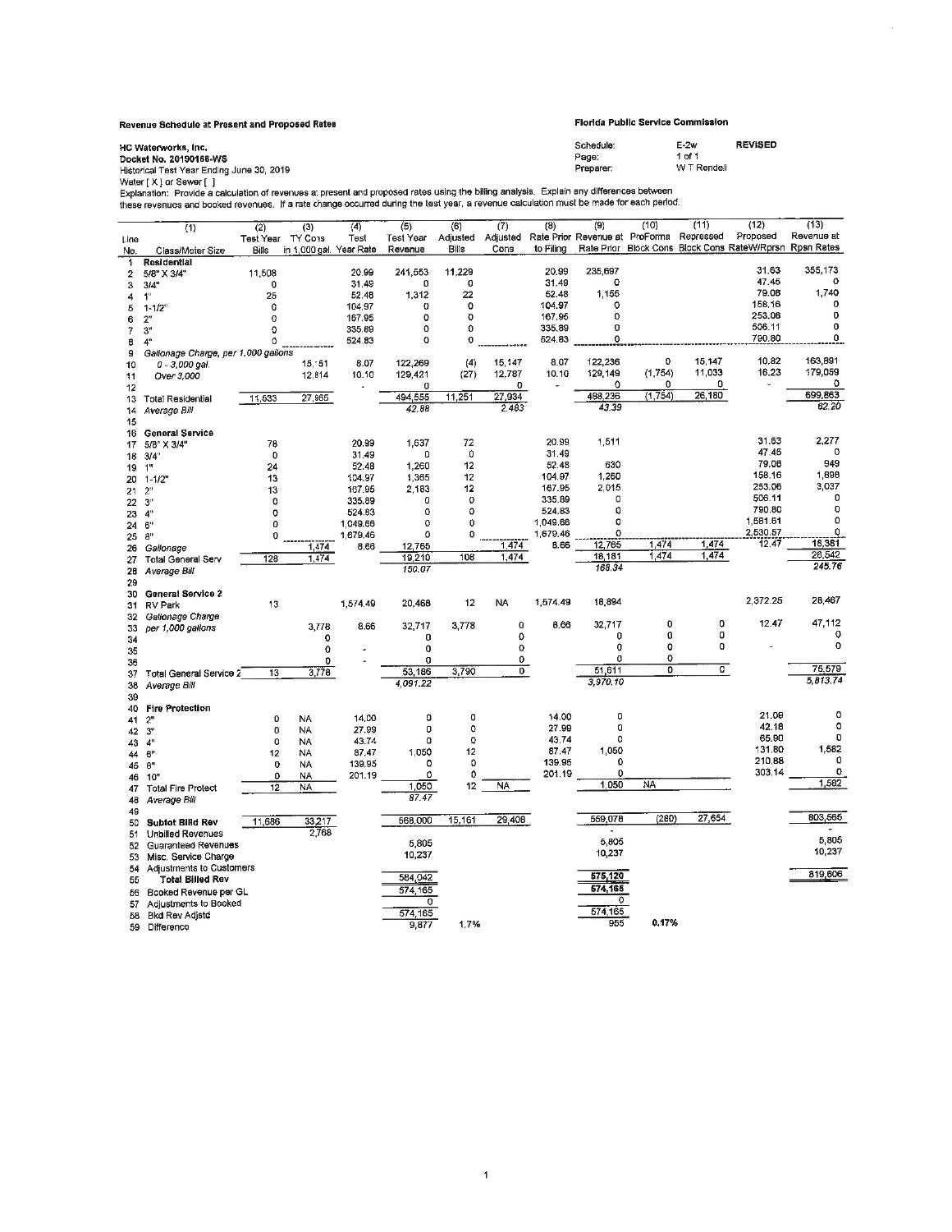**Revenue Schedule at Present and Proposed Rates**

**Florida Public Service Commission**

**HC Waterworks, Inc.**
**Docket No. 20190166-WS**
Historical Test Year Ending June 30, 2019
Water [ X ] or Sewer [ ]

Schedule: E-2w **REVISED**
Page: 1 of 1
Preparer: W T Rendell

Explanation: Provide a calculation of revenues at present and proposed rates using the billing analysis. Explain any differences between these revenues and booked revenues. If a rate change occurred during the test year, a revenue calculation must be made for each period.

| Line No. | (1) Class/Meter Size | (2) Test Year Bills | (3) TY Cons in 1,000 gal. | (4) Test Year Rate | (5) Test Year Revenue | (6) Adjusted Bills | (7) Adjusted Cons | (8) Rate Prior to Filing | (9) Revenue at Rate Prior | (10) ProForma Block Cons | (11) Repressed Block Cons | (12) Proposed RateW/Rprsn | (13) Revenue at Rpsn Rates |
|---|---|---|---|---|---|---|---|---|---|---|---|---|---|
| 1 | **Residential** | | | | | | | | | | | | |
| 2 | 5/8" X 3/4" | 11,508 | | 20.99 | 241,553 | 11,229 | | 20.99 | 235,697 | | | 31.63 | 355,173 |
| 3 | 3/4" | 0 | | 31.49 | 0 | 0 | | 31.49 | 0 | | | 47.45 | 0 |
| 4 | 1" | 25 | | 52.48 | 1,312 | 22 | | 52.48 | 1,155 | | | 79.08 | 1,740 |
| 5 | 1-1/2" | 0 | | 104.97 | 0 | 0 | | 104.97 | 0 | | | 158.16 | 0 |
| 6 | 2" | 0 | | 167.95 | 0 | 0 | | 167.95 | 0 | | | 253.06 | 0 |
| 7 | 3" | 0 | | 335.89 | 0 | 0 | | 335.89 | 0 | | | 506.11 | 0 |
| 8 | 4" | 0 | | 524.83 | 0 | 0 | | 524.83 | 0 | | | 790.80 | 0 |
| 9 | Gallonage Charge, per 1,000 gallons | | | | | | | | | | | | |
| 10 | 0 - 3,000 gal. | | 15,151 | 8.07 | 122,269 | (4) | 15,147 | 8.07 | 122,236 | 0 | 15,147 | 10.82 | 163,891 |
| 11 | Over 3,000 | | 12,814 | 10.10 | 129,421 | (27) | 12,787 | 10.10 | 129,149 | (1,754) | 11,033 | 16.23 | 179,059 |
| 12 | | | | - | 0 | | 0 | - | 0 | 0 | 0 | - | 0 |
| 13 | Total Residential | 11,533 | 27,965 | | 494,555 | 11,251 | 27,934 | | 488,236 | (1,754) | 26,180 | | 699,863 |
| 14 | *Average Bill* | | | | *42.88* | | *2.483* | | *43.39* | | | | *62.20* |
| 15 | | | | | | | | | | | | | |
| 16 | **General Service** | | | | | | | | | | | | |
| 17 | 5/8" X 3/4" | 78 | | 20.99 | 1,637 | 72 | | 20.99 | 1,511 | | | 31.63 | 2,277 |
| 18 | 3/4" | 0 | | 31.49 | 0 | 0 | | 31.49 | | | | 47.45 | 0 |
| 19 | 1" | 24 | | 52.48 | 1,260 | 12 | | 52.48 | 630 | | | 79.08 | 949 |
| 20 | 1-1/2" | 13 | | 104.97 | 1,365 | 12 | | 104.97 | 1,260 | | | 158.16 | 1,898 |
| 21 | 2" | 13 | | 167.95 | 2,183 | 12 | | 167.95 | 2,015 | | | 253.06 | 3,037 |
| 22 | 3" | 0 | | 335.89 | 0 | 0 | | 335.89 | 0 | | | 506.11 | 0 |
| 23 | 4" | 0 | | 524.83 | 0 | 0 | | 524.83 | 0 | | | 790.80 | 0 |
| 24 | 6" | 0 | | 1,049.66 | 0 | 0 | | 1,049.66 | 0 | | | 1,581.61 | 0 |
| 25 | 8" | 0 | | 1,679.46 | 0 | 0 | | 1,679.46 | 0 | | | 2,530.57 | 0 |
| 26 | Gallonage | | 1,474 | 8.66 | 12,765 | | 1,474 | 8.66 | 12,765 | 1,474 | 1,474 | 12.47 | 18,381 |
| 27 | Total General Serv | 128 | 1,474 | | 19,210 | 108 | 1,474 | | 18,181 | 1,474 | 1,474 | | 26,542 |
| 28 | *Average Bill* | | | | *150.07* | | | | *168.34* | | | | *245.76* |
| 29 | | | | | | | | | | | | | |
| 30 | **General Service 2** | | | | | | | | | | | | |
| 31 | RV Park | 13 | | 1,574.49 | 20,468 | 12 | NA | 1,574.49 | 18,894 | | | 2,372.25 | 28,467 |
| 32 | Gallonage Charge | | | | | | | | | | | | |
| 33 | per 1,000 gallons | | 3,778 | 8.66 | 32,717 | 3,778 | 0 | 8.66 | 32,717 | 0 | 0 | 12.47 | 47,112 |
| 34 | | | 0 | | 0 | | 0 | | 0 | 0 | 0 | | 0 |
| 35 | | | 0 | - | 0 | | 0 | | 0 | 0 | 0 | - | 0 |
| 36 | | | 0 | - | 0 | | 0 | | 0 | 0 | | | |
| 37 | Total General Service 2 | 13 | 3,778 | | 53,186 | 3,790 | 0 | | 51,611 | 0 | 0 | | 75,579 |
| 38 | *Average Bill* | | | | *4,091.22* | | | | *3,970.10* | | | | *5,813.74* |
| 39 | | | | | | | | | | | | | |
| 40 | **Fire Protection** | | | | | | | | | | | | |
| 41 | 2" | 0 | NA | 14.00 | 0 | 0 | | 14.00 | 0 | | | 21.09 | 0 |
| 42 | 3" | 0 | NA | 27.99 | 0 | 0 | | 27.99 | 0 | | | 42.18 | 0 |
| 43 | 4" | 0 | NA | 43.74 | 0 | 0 | | 43.74 | 0 | | | 65.90 | 0 |
| 44 | 6" | 12 | NA | 87.47 | 1,050 | 12 | | 87.47 | 1,050 | | | 131.80 | 1,582 |
| 45 | 8" | 0 | NA | 139.95 | 0 | 0 | | 139.95 | 0 | | | 210.88 | 0 |
| 46 | 10" | 0 | NA | 201.19 | 0 | 0 | | 201.19 | 0 | | | 303.14 | 0 |
| 47 | Total Fire Protect | 12 | NA | | 1,050 | 12 | NA | | 1,050 | NA | | | 1,582 |
| 48 | *Average Bill* | | | | *87.47* | | | | | | | | |
| 49 | | | | | | | | | | | | | |
| 50 | **Subtot Billd Rev** | 11,686 | 33,217 | | 568,000 | 15,161 | 29,408 | | 559,078 | (280) | 27,654 | | 803,565 |
| 51 | Unbilled Revenues | | 2,768 | | | | | | - | | | | - |
| 52 | Guaranteed Revenues | | | | 5,805 | | | | 5,805 | | | | 5,805 |
| 53 | Misc. Service Charge | | | | 10,237 | | | | 10,237 | | | | 10,237 |
| 54 | Adjustments to Customers | | | | | | | | | | | | |
| 55 | **Total Billed Rev** | | | | 584,042 | | | | 575,120 | | | | 819,606 |
| 56 | Booked Revenue per GL | | | | 574,165 | | | | 574,165 | | | | |
| 57 | Adjustments to Booked | | | | 0 | | | | 0 | | | | |
| 58 | Bkd Rev Adjstd | | | | 574,165 | | | | 574,165 | | | | |
| 59 | Difference | | | | 9,877 | 1.7% | | | 955 | 0.17% | | | |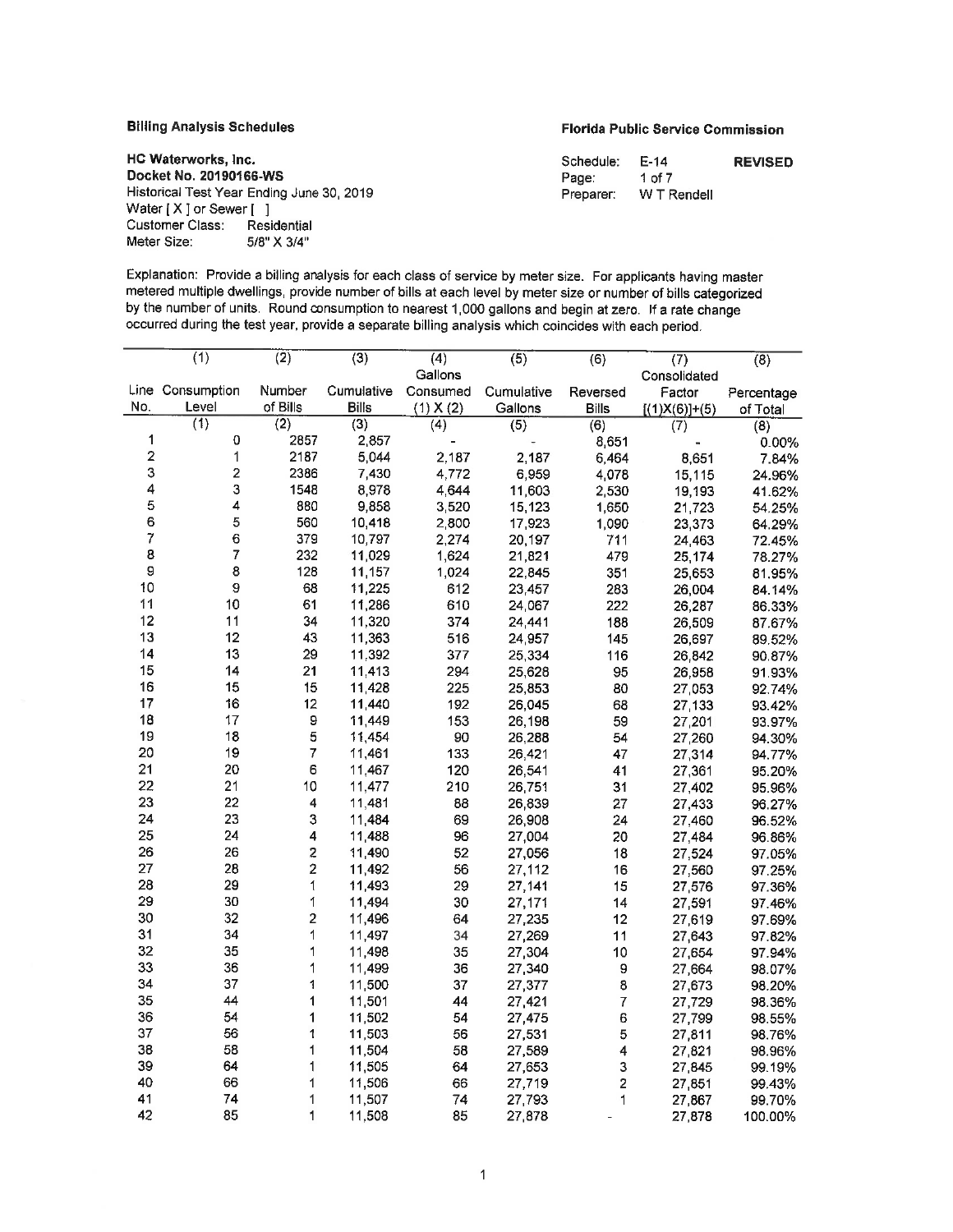**Billing Analysis Schedules** | **Florida Public Service Commission**

**HC Waterworks, Inc.**
**Docket No. 20190166-WS**
Historical Test Year Ending June 30, 2019
Water [ X ] or Sewer [ ]
Customer Class: Residential
Meter Size: 5/8" X 3/4"

Schedule: E-14 **REVISED**
Page: 1 of 7
Preparer: W T Rendell

Explanation: Provide a billing analysis for each class of service by meter size. For applicants having master metered multiple dwellings, provide number of bills at each level by meter size or number of bills categorized by the number of units. Round consumption to nearest 1,000 gallons and begin at zero. If a rate change occurred during the test year, provide a separate billing analysis which coincides with each period.

| Line No. | (1) Consumption Level | (2) Number of Bills | (3) Cumulative Bills | (4) Gallons Consumed (1) X (2) | (5) Cumulative Gallons | (6) Reversed Bills | (7) Consolidated Factor [(1)X(6)]+(5) | (8) Percentage of Total |
|---|---|---|---|---|---|---|---|---|
| | (1) | (2) | (3) | (4) | (5) | (6) | (7) | (8) |
| 1 | 0 | 2857 | 2,857 | - | - | 8,651 | - | 0.00% |
| 2 | 1 | 2187 | 5,044 | 2,187 | 2,187 | 6,464 | 8,651 | 7.84% |
| 3 | 2 | 2386 | 7,430 | 4,772 | 6,959 | 4,078 | 15,115 | 24.96% |
| 4 | 3 | 1548 | 8,978 | 4,644 | 11,603 | 2,530 | 19,193 | 41.62% |
| 5 | 4 | 880 | 9,858 | 3,520 | 15,123 | 1,650 | 21,723 | 54.25% |
| 6 | 5 | 560 | 10,418 | 2,800 | 17,923 | 1,090 | 23,373 | 64.29% |
| 7 | 6 | 379 | 10,797 | 2,274 | 20,197 | 711 | 24,463 | 72.45% |
| 8 | 7 | 232 | 11,029 | 1,624 | 21,821 | 479 | 25,174 | 78.27% |
| 9 | 8 | 128 | 11,157 | 1,024 | 22,845 | 351 | 25,653 | 81.95% |
| 10 | 9 | 68 | 11,225 | 612 | 23,457 | 283 | 26,004 | 84.14% |
| 11 | 10 | 61 | 11,286 | 610 | 24,067 | 222 | 26,287 | 86.33% |
| 12 | 11 | 34 | 11,320 | 374 | 24,441 | 188 | 26,509 | 87.67% |
| 13 | 12 | 43 | 11,363 | 516 | 24,957 | 145 | 26,697 | 89.52% |
| 14 | 13 | 29 | 11,392 | 377 | 25,334 | 116 | 26,842 | 90.87% |
| 15 | 14 | 21 | 11,413 | 294 | 25,628 | 95 | 26,958 | 91.93% |
| 16 | 15 | 15 | 11,428 | 225 | 25,853 | 80 | 27,053 | 92.74% |
| 17 | 16 | 12 | 11,440 | 192 | 26,045 | 68 | 27,133 | 93.42% |
| 18 | 17 | 9 | 11,449 | 153 | 26,198 | 59 | 27,201 | 93.97% |
| 19 | 18 | 5 | 11,454 | 90 | 26,288 | 54 | 27,260 | 94.30% |
| 20 | 19 | 7 | 11,461 | 133 | 26,421 | 47 | 27,314 | 94.77% |
| 21 | 20 | 6 | 11,467 | 120 | 26,541 | 41 | 27,361 | 95.20% |
| 22 | 21 | 10 | 11,477 | 210 | 26,751 | 31 | 27,402 | 95.96% |
| 23 | 22 | 4 | 11,481 | 88 | 26,839 | 27 | 27,433 | 96.27% |
| 24 | 23 | 3 | 11,484 | 69 | 26,908 | 24 | 27,460 | 96.52% |
| 25 | 24 | 4 | 11,488 | 96 | 27,004 | 20 | 27,484 | 96.86% |
| 26 | 26 | 2 | 11,490 | 52 | 27,056 | 18 | 27,524 | 97.05% |
| 27 | 28 | 2 | 11,492 | 56 | 27,112 | 16 | 27,560 | 97.25% |
| 28 | 29 | 1 | 11,493 | 29 | 27,141 | 15 | 27,576 | 97.36% |
| 29 | 30 | 1 | 11,494 | 30 | 27,171 | 14 | 27,591 | 97.46% |
| 30 | 32 | 2 | 11,496 | 64 | 27,235 | 12 | 27,619 | 97.69% |
| 31 | 34 | 1 | 11,497 | 34 | 27,269 | 11 | 27,643 | 97.82% |
| 32 | 35 | 1 | 11,498 | 35 | 27,304 | 10 | 27,654 | 97.94% |
| 33 | 36 | 1 | 11,499 | 36 | 27,340 | 9 | 27,664 | 98.07% |
| 34 | 37 | 1 | 11,500 | 37 | 27,377 | 8 | 27,673 | 98.20% |
| 35 | 44 | 1 | 11,501 | 44 | 27,421 | 7 | 27,729 | 98.36% |
| 36 | 54 | 1 | 11,502 | 54 | 27,475 | 6 | 27,799 | 98.55% |
| 37 | 56 | 1 | 11,503 | 56 | 27,531 | 5 | 27,811 | 98.76% |
| 38 | 58 | 1 | 11,504 | 58 | 27,589 | 4 | 27,821 | 98.96% |
| 39 | 64 | 1 | 11,505 | 64 | 27,653 | 3 | 27,845 | 99.19% |
| 40 | 66 | 1 | 11,506 | 66 | 27,719 | 2 | 27,851 | 99.43% |
| 41 | 74 | 1 | 11,507 | 74 | 27,793 | 1 | 27,867 | 99.70% |
| 42 | 85 | 1 | 11,508 | 85 | 27,878 | - | 27,878 | 100.00% |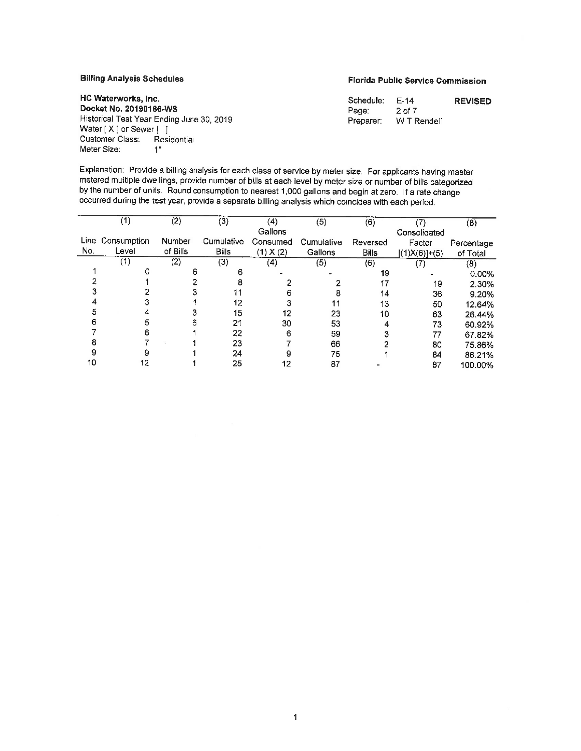**Billing Analysis Schedules**

**Florida Public Service Commission**

**HC Waterworks, Inc.**
**Docket No. 20190166-WS**
Historical Test Year Ending June 30, 2019
Water [ X ] or Sewer [ ]
Customer Class: Residential
Meter Size: 1"

Schedule: E-14 **REVISED**
Page: 2 of 7
Preparer: W T Rendell

Explanation: Provide a billing analysis for each class of service by meter size. For applicants having master metered multiple dwellings, provide number of bills at each level by meter size or number of bills categorized by the number of units. Round consumption to nearest 1,000 gallons and begin at zero. If a rate change occurred during the test year, provide a separate billing analysis which coincides with each period.

| Line No. | (1) Consumption Level | (2) Number of Bills | (3) Cumulative Bills | (4) Gallons Consumed (1) X (2) | (5) Cumulative Gallons | (6) Reversed Bills | (7) Consolidated Factor [(1)X(6)]+(5) | (8) Percentage of Total |
|---|---|---|---|---|---|---|---|---|
| | (1) | (2) | (3) | (4) | (5) | (6) | (7) | (8) |
| 1 | 0 | 6 | 6 | - | - | 19 | - | 0.00% |
| 2 | 1 | 2 | 8 | 2 | 2 | 17 | 19 | 2.30% |
| 3 | 2 | 3 | 11 | 6 | 8 | 14 | 36 | 9.20% |
| 4 | 3 | 1 | 12 | 3 | 11 | 13 | 50 | 12.64% |
| 5 | 4 | 3 | 15 | 12 | 23 | 10 | 63 | 26.44% |
| 6 | 5 | 6 | 21 | 30 | 53 | 4 | 73 | 60.92% |
| 7 | 6 | 1 | 22 | 6 | 59 | 3 | 77 | 67.82% |
| 8 | 7 | 1 | 23 | 7 | 66 | 2 | 80 | 75.86% |
| 9 | 9 | 1 | 24 | 9 | 75 | 1 | 84 | 86.21% |
| 10 | 12 | 1 | 25 | 12 | 87 | - | 87 | 100.00% |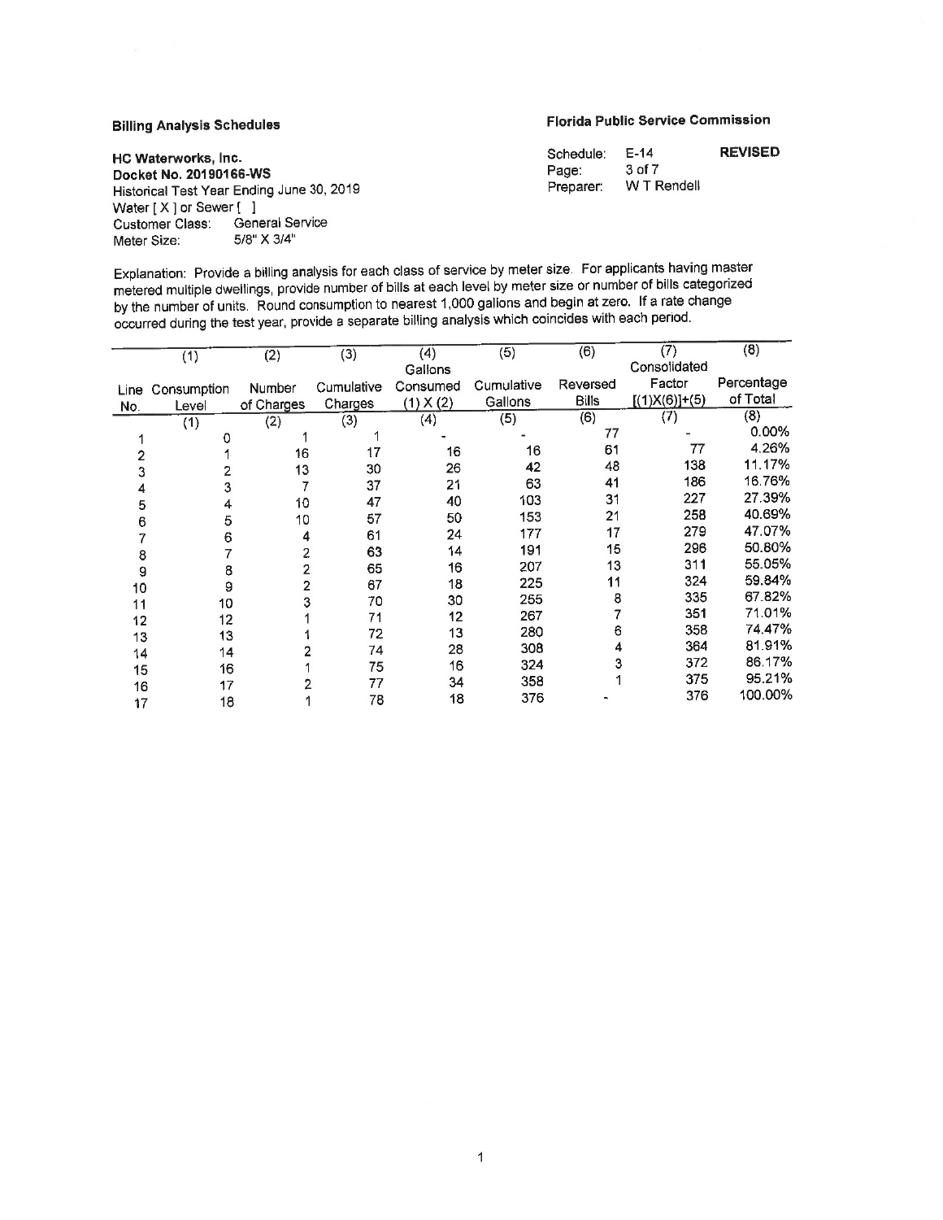**Billing Analysis Schedules**

**Florida Public Service Commission**

**HC Waterworks, Inc.**
**Docket No. 20190166-WS**
Historical Test Year Ending June 30, 2019
Water [ X ] or Sewer [ ]
Customer Class: General Service
Meter Size: 5/8" X 3/4"

Schedule: E-14 **REVISED**
Page: 3 of 7
Preparer: W T Rendell

Explanation: Provide a billing analysis for each class of service by meter size. For applicants having master metered multiple dwellings, provide number of bills at each level by meter size or number of bills categorized by the number of units. Round consumption to nearest 1,000 gallons and begin at zero. If a rate change occurred during the test year, provide a separate billing analysis which coincides with each period.

| Line No. | (1) Consumption Level | (2) Number of Charges | (3) Cumulative Charges | (4) Gallons Consumed (1) X (2) | (5) Cumulative Gallons | (6) Reversed Bills | (7) Consolidated Factor [(1)X(6)]+(5) | (8) Percentage of Total |
|---|---|---|---|---|---|---|---|---|
| | (1) | (2) | (3) | (4) | (5) | (6) | (7) | (8) |
| 1 | 0 | 1 | 1 | - | - | 77 | - | 0.00% |
| 2 | 1 | 16 | 17 | 16 | 16 | 61 | 77 | 4.26% |
| 3 | 2 | 13 | 30 | 26 | 42 | 48 | 138 | 11.17% |
| 4 | 3 | 7 | 37 | 21 | 63 | 41 | 186 | 16.76% |
| 5 | 4 | 10 | 47 | 40 | 103 | 31 | 227 | 27.39% |
| 6 | 5 | 10 | 57 | 50 | 153 | 21 | 258 | 40.69% |
| 7 | 6 | 4 | 61 | 24 | 177 | 17 | 279 | 47.07% |
| 8 | 7 | 2 | 63 | 14 | 191 | 15 | 296 | 50.80% |
| 9 | 8 | 2 | 65 | 16 | 207 | 13 | 311 | 55.05% |
| 10 | 9 | 2 | 67 | 18 | 225 | 11 | 324 | 59.84% |
| 11 | 10 | 3 | 70 | 30 | 255 | 8 | 335 | 67.82% |
| 12 | 12 | 1 | 71 | 12 | 267 | 7 | 351 | 71.01% |
| 13 | 13 | 1 | 72 | 13 | 280 | 6 | 358 | 74.47% |
| 14 | 14 | 2 | 74 | 28 | 308 | 4 | 364 | 81.91% |
| 15 | 16 | 1 | 75 | 16 | 324 | 3 | 372 | 86.17% |
| 16 | 17 | 2 | 77 | 34 | 358 | 1 | 375 | 95.21% |
| 17 | 18 | 1 | 78 | 18 | 376 | - | 376 | 100.00% |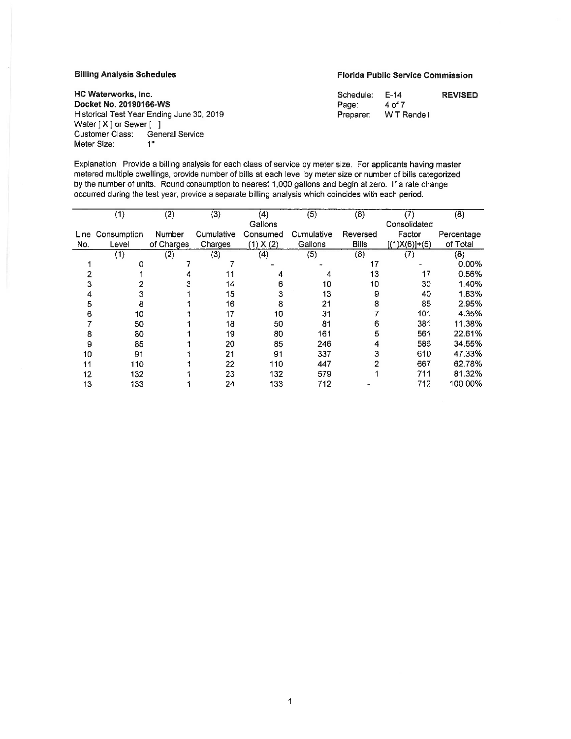**Billing Analysis Schedules**

**Florida Public Service Commission**

**HC Waterworks, Inc.**
**Docket No. 20190166-WS**
Historical Test Year Ending June 30, 2019
Water [ X ] or Sewer [ ]
Customer Class: General Service
Meter Size: 1"

Schedule: E-14 **REVISED**
Page: 4 of 7
Preparer: W T Rendell

Explanation: Provide a billing analysis for each class of service by meter size. For applicants having master metered multiple dwellings, provide number of bills at each level by meter size or number of bills categorized by the number of units. Round consumption to nearest 1,000 gallons and begin at zero. If a rate change occurred during the test year, provide a separate billing analysis which coincides with each period.

| | (1) | (2) | (3) | (4) | (5) | (6) | (7) | (8) |
|---|---|---|---|---|---|---|---|---|
| Line No. | Consumption Level | Number of Charges | Cumulative Charges | Gallons Consumed (1) X (2) | Cumulative Gallons | Reversed Bills | Consolidated Factor [(1)X(6)]+(5) | Percentage of Total |
| | (1) | (2) | (3) | (4) | (5) | (6) | (7) | (8) |
| 1 | 0 | 7 | 7 | - | - | 17 | - | 0.00% |
| 2 | 1 | 4 | 11 | 4 | 4 | 13 | 17 | 0.56% |
| 3 | 2 | 3 | 14 | 6 | 10 | 10 | 30 | 1.40% |
| 4 | 3 | 1 | 15 | 3 | 13 | 9 | 40 | 1.83% |
| 5 | 8 | 1 | 16 | 8 | 21 | 8 | 85 | 2.95% |
| 6 | 10 | 1 | 17 | 10 | 31 | 7 | 101 | 4.35% |
| 7 | 50 | 1 | 18 | 50 | 81 | 6 | 381 | 11.38% |
| 8 | 80 | 1 | 19 | 80 | 161 | 5 | 561 | 22.61% |
| 9 | 85 | 1 | 20 | 85 | 246 | 4 | 586 | 34.55% |
| 10 | 91 | 1 | 21 | 91 | 337 | 3 | 610 | 47.33% |
| 11 | 110 | 1 | 22 | 110 | 447 | 2 | 667 | 62.78% |
| 12 | 132 | 1 | 23 | 132 | 579 | 1 | 711 | 81.32% |
| 13 | 133 | 1 | 24 | 133 | 712 | - | 712 | 100.00% |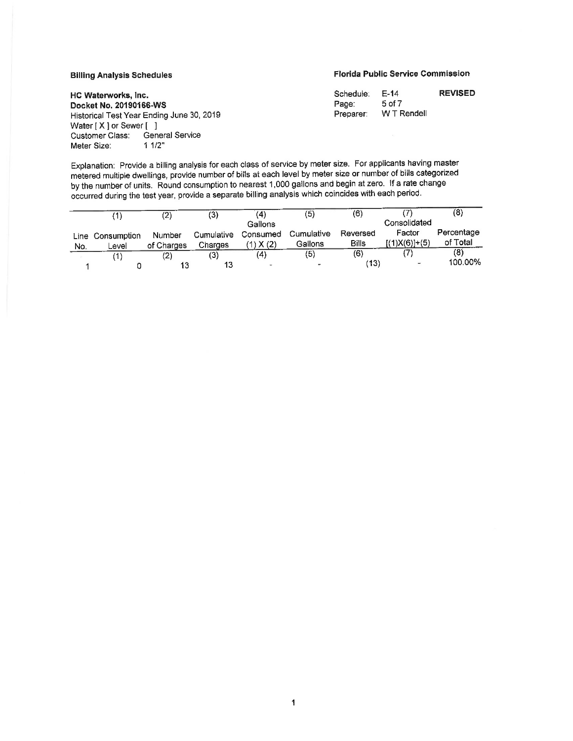**Billing Analysis Schedules**

**Florida Public Service Commission**

**HC Waterworks, Inc.**
**Docket No. 20190166-WS**
Historical Test Year Ending June 30, 2019
Water [ X ] or Sewer [ ]
Customer Class: General Service
Meter Size: 1 1/2"

Schedule: E-14 **REVISED**
Page: 5 of 7
Preparer: W T Rendell

Explanation: Provide a billing analysis for each class of service by meter size. For applicants having master metered multiple dwellings, provide number of bills at each level by meter size or number of bills categorized by the number of units. Round consumption to nearest 1,000 gallons and begin at zero. If a rate change occurred during the test year, provide a separate billing analysis which coincides with each period.

| Line No. | (1) Consumption Level | (2) Number of Charges | (3) Cumulative Charges | (4) Gallons Consumed (1) X (2) | (5) Cumulative Gallons | (6) Reversed Bills | (7) Consolidated Factor [(1)X(6)]+(5) | (8) Percentage of Total |
|---|---|---|---|---|---|---|---|---|
| | (1) | (2) | (3) | (4) | (5) | (6) | (7) | (8) |
| 1 | 0 | 13 | 13 | - | - | (13) | - | 100.00% |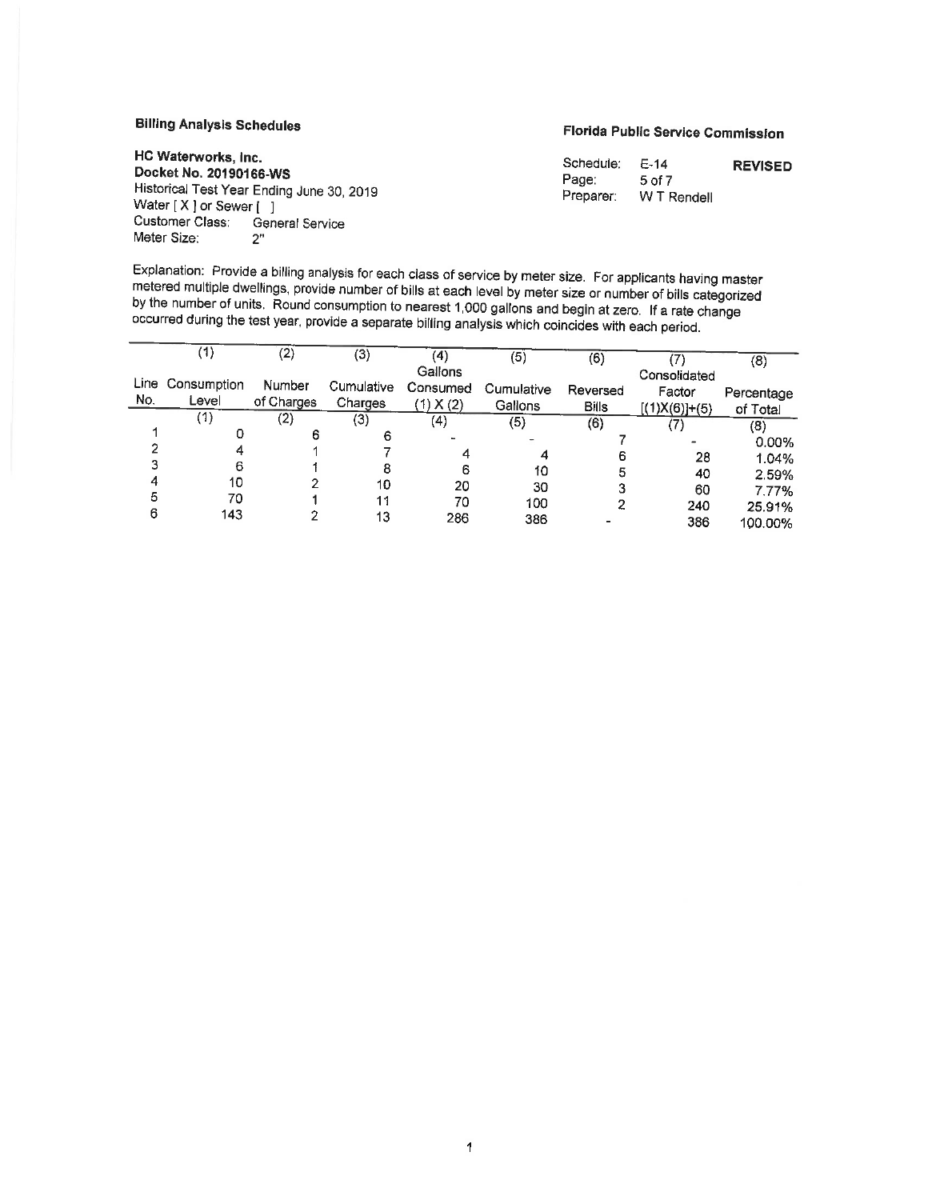**Billing Analysis Schedules**

**Florida Public Service Commission**

**HC Waterworks, Inc.**
**Docket No. 20190166-WS**
Historical Test Year Ending June 30, 2019
Water [ X ] or Sewer [ ]
Customer Class: General Service
Meter Size: 2"

Schedule: E-14 **REVISED**
Page: 5 of 7
Preparer: W T Rendell

Explanation: Provide a billing analysis for each class of service by meter size. For applicants having master metered multiple dwellings, provide number of bills at each level by meter size or number of bills categorized by the number of units. Round consumption to nearest 1,000 gallons and begin at zero. If a rate change occurred during the test year, provide a separate billing analysis which coincides with each period.

| Line No. | (1) Consumption Level | (2) Number of Charges | (3) Cumulative Charges | (4) Gallons Consumed (1) X (2) | (5) Cumulative Gallons | (6) Reversed Bills | (7) Consolidated Factor [(1)X(6)]+(5) | (8) Percentage of Total |
|---|---|---|---|---|---|---|---|---|
| | (1) | (2) | (3) | (4) | (5) | (6) | (7) | (8) |
| 1 | 0 | 6 | 6 | - | - | 7 | - | 0.00% |
| 2 | 4 | 1 | 7 | 4 | 4 | 6 | 28 | 1.04% |
| 3 | 6 | 1 | 8 | 6 | 10 | 5 | 40 | 2.59% |
| 4 | 10 | 2 | 10 | 20 | 30 | 3 | 60 | 7.77% |
| 5 | 70 | 1 | 11 | 70 | 100 | 2 | 240 | 25.91% |
| 6 | 143 | 2 | 13 | 286 | 386 | - | 386 | 100.00% |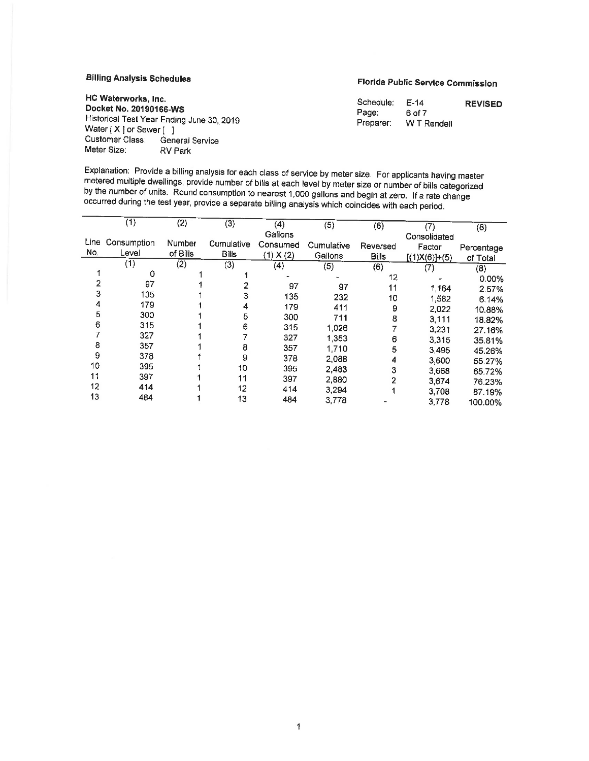**Billing Analysis Schedules**

**Florida Public Service Commission**

**HC Waterworks, Inc.**
**Docket No. 20190166-WS**
Historical Test Year Ending June 30, 2019
Water [ X ] or Sewer [ ]
Customer Class: General Service
Meter Size: RV Park

Schedule: E-14 **REVISED**
Page: 6 of 7
Preparer: W T Rendell

Explanation: Provide a billing analysis for each class of service by meter size. For applicants having master metered multiple dwellings, provide number of bills at each level by meter size or number of bills categorized by the number of units. Round consumption to nearest 1,000 gallons and begin at zero. If a rate change occurred during the test year, provide a separate billing analysis which coincides with each period.

| | (1) | (2) | (3) | (4) | (5) | (6) | (7) | (8) |
|---|---|---|---|---|---|---|---|---|
| Line No. | Consumption Level | Number of Bills | Cumulative Bills | Gallons Consumed (1) X (2) | Cumulative Gallons | Reversed Bills | Consolidated Factor [(1)X(6)]+(5) | Percentage of Total |
| | (1) | (2) | (3) | (4) | (5) | (6) | (7) | (8) |
| 1 | 0 | 1 | 1 | - | - | 12 | - | 0.00% |
| 2 | 97 | 1 | 2 | 97 | 97 | 11 | 1,164 | 2.57% |
| 3 | 135 | 1 | 3 | 135 | 232 | 10 | 1,582 | 6.14% |
| 4 | 179 | 1 | 4 | 179 | 411 | 9 | 2,022 | 10.88% |
| 5 | 300 | 1 | 5 | 300 | 711 | 8 | 3,111 | 18.82% |
| 6 | 315 | 1 | 6 | 315 | 1,026 | 7 | 3,231 | 27.16% |
| 7 | 327 | 1 | 7 | 327 | 1,353 | 6 | 3,315 | 35.81% |
| 8 | 357 | 1 | 8 | 357 | 1,710 | 5 | 3,495 | 45.26% |
| 9 | 378 | 1 | 9 | 378 | 2,088 | 4 | 3,600 | 55.27% |
| 10 | 395 | 1 | 10 | 395 | 2,483 | 3 | 3,668 | 65.72% |
| 11 | 397 | 1 | 11 | 397 | 2,880 | 2 | 3,674 | 76.23% |
| 12 | 414 | 1 | 12 | 414 | 3,294 | 1 | 3,708 | 87.19% |
| 13 | 484 | 1 | 13 | 484 | 3,778 | - | 3,778 | 100.00% |